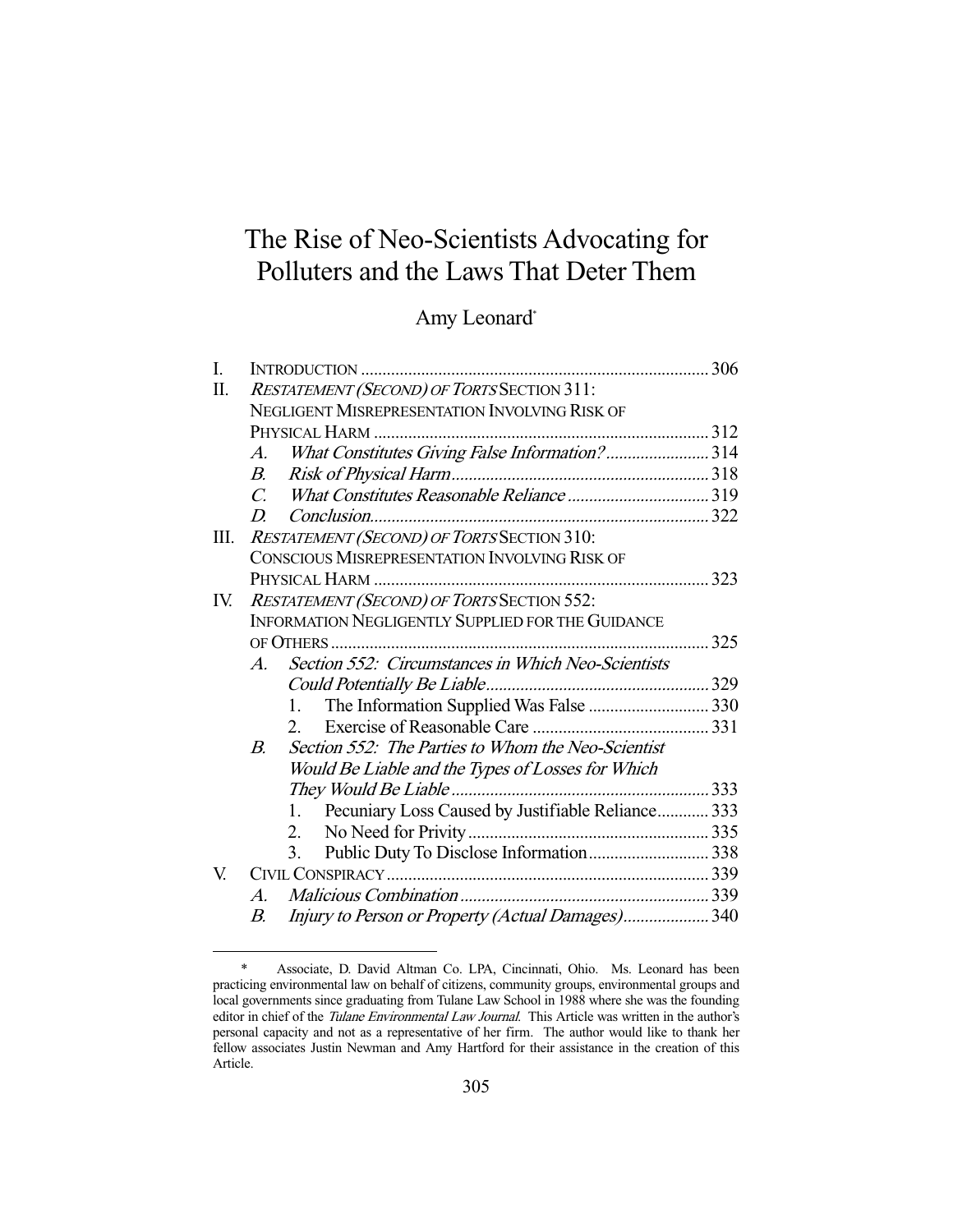# The Rise of Neo-Scientists Advocating for Polluters and the Laws That Deter Them

Amy Leonard*

I. INTRODUCTION ................................................................................ 306

II. *RESTATEMENT (SECOND) OF TORTS* SECTION 311: NEGLIGENT MISREPRESENTATION INVOLVING RISK OF PHYSICAL HARM ............................................................................ 312

- A. *What Constitutes Giving False Information?* ........................ 314
- B. *Risk of Physical Harm* ........................................................... 318
- C. *What Constitutes Reasonable Reliance* ................................. 319
- D. *Conclusion* ............................................................................. 322

III. *RESTATEMENT (SECOND) OF TORTS* SECTION 310: CONSCIOUS MISREPRESENTATION INVOLVING RISK OF PHYSICAL HARM ............................................................................ 323

IV. *RESTATEMENT (SECOND) OF TORTS* SECTION 552: INFORMATION NEGLIGENTLY SUPPLIED FOR THE GUIDANCE OF OTHERS ....................................................................................... 325

- A. *Section 552: Circumstances in Which Neo-Scientists Could Potentially Be Liable* ................................................... 329
  1. The Information Supplied Was False ............................ 330
  2. Exercise of Reasonable Care ......................................... 331
- B. *Section 552: The Parties to Whom the Neo-Scientist Would Be Liable and the Types of Losses for Which They Would Be Liable* ............................................................ 333
  1. Pecuniary Loss Caused by Justifiable Reliance ............ 333
  2. No Need for Privity ........................................................ 335
  3. Public Duty To Disclose Information ............................ 338

V. CIVIL CONSPIRACY .......................................................................... 339

- A. *Malicious Combination* .......................................................... 339
- B. *Injury to Person or Property (Actual Damages)* .................... 340

---

\* Associate, D. David Altman Co. LPA, Cincinnati, Ohio. Ms. Leonard has been practicing environmental law on behalf of citizens, community groups, environmental groups and local governments since graduating from Tulane Law School in 1988 where she was the founding editor in chief of the *Tulane Environmental Law Journal*. This Article was written in the author's personal capacity and not as a representative of her firm. The author would like to thank her fellow associates Justin Newman and Amy Hartford for their assistance in the creation of this Article.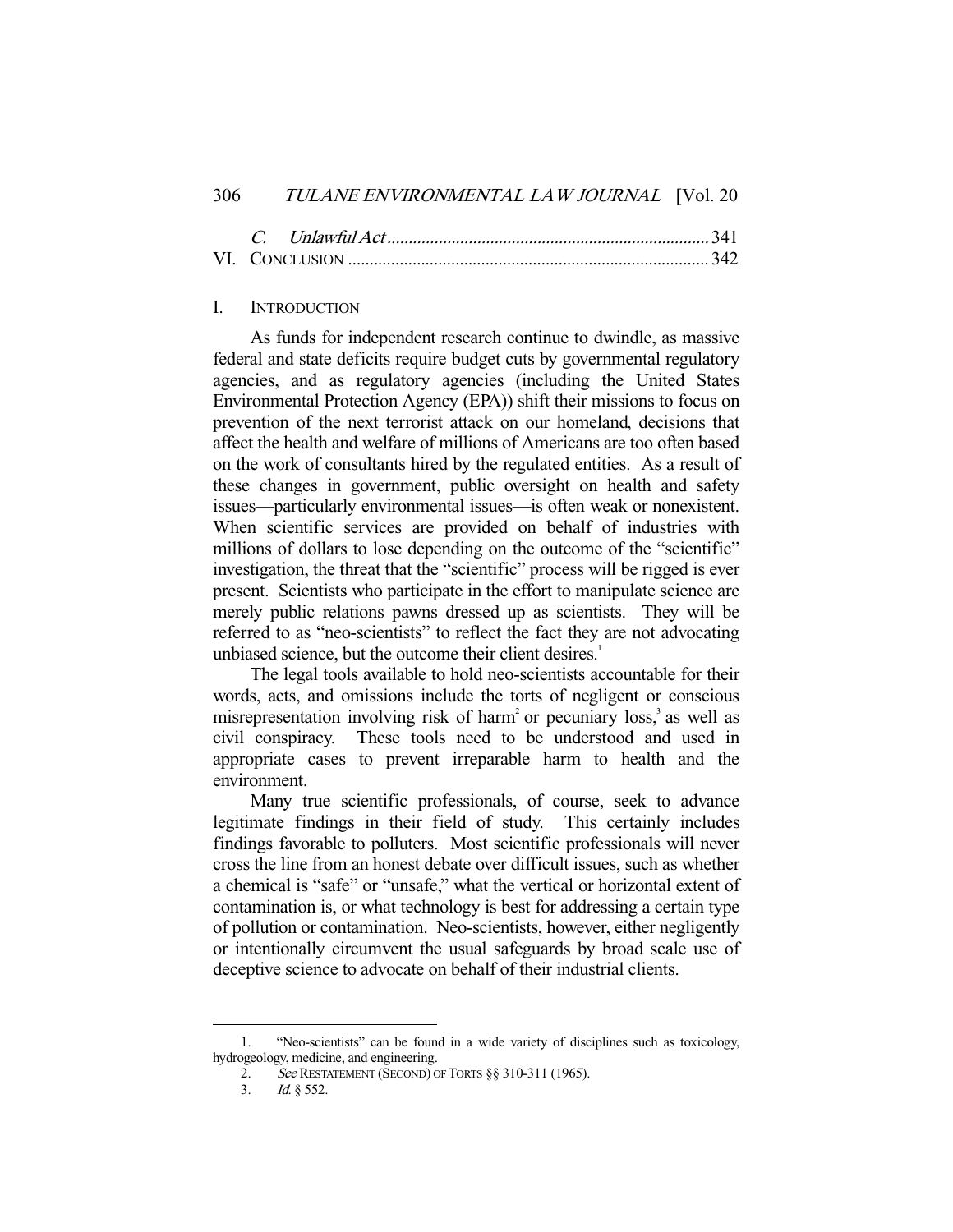C. *Unlawful Act* ........................................................................ 341
VI. CONCLUSION ................................................................................. 342

## I. INTRODUCTION

As funds for independent research continue to dwindle, as massive federal and state deficits require budget cuts by governmental regulatory agencies, and as regulatory agencies (including the United States Environmental Protection Agency (EPA)) shift their missions to focus on prevention of the next terrorist attack on our homeland, decisions that affect the health and welfare of millions of Americans are too often based on the work of consultants hired by the regulated entities. As a result of these changes in government, public oversight on health and safety issues—particularly environmental issues—is often weak or nonexistent. When scientific services are provided on behalf of industries with millions of dollars to lose depending on the outcome of the "scientific" investigation, the threat that the "scientific" process will be rigged is ever present. Scientists who participate in the effort to manipulate science are merely public relations pawns dressed up as scientists. They will be referred to as "neo-scientists" to reflect the fact they are not advocating unbiased science, but the outcome their client desires.[1]

The legal tools available to hold neo-scientists accountable for their words, acts, and omissions include the torts of negligent or conscious misrepresentation involving risk of harm[2] or pecuniary loss,[3] as well as civil conspiracy. These tools need to be understood and used in appropriate cases to prevent irreparable harm to health and the environment.

Many true scientific professionals, of course, seek to advance legitimate findings in their field of study. This certainly includes findings favorable to polluters. Most scientific professionals will never cross the line from an honest debate over difficult issues, such as whether a chemical is "safe" or "unsafe," what the vertical or horizontal extent of contamination is, or what technology is best for addressing a certain type of pollution or contamination. Neo-scientists, however, either negligently or intentionally circumvent the usual safeguards by broad scale use of deceptive science to advocate on behalf of their industrial clients.

---

1. "Neo-scientists" can be found in a wide variety of disciplines such as toxicology, hydrogeology, medicine, and engineering.
2. *See* RESTATEMENT (SECOND) OF TORTS §§ 310-311 (1965).
3. *Id.* § 552.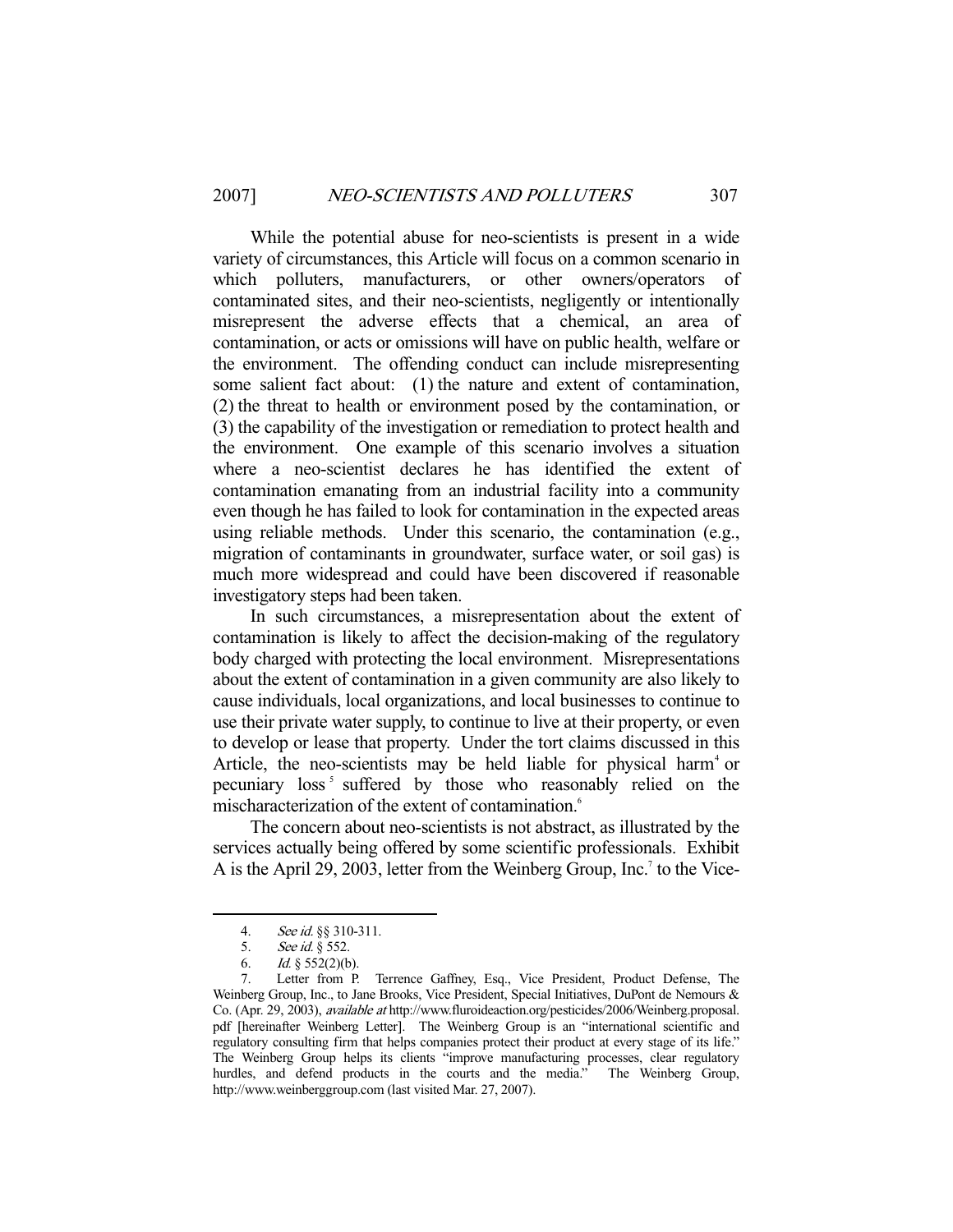While the potential abuse for neo-scientists is present in a wide variety of circumstances, this Article will focus on a common scenario in which polluters, manufacturers, or other owners/operators of contaminated sites, and their neo-scientists, negligently or intentionally misrepresent the adverse effects that a chemical, an area of contamination, or acts or omissions will have on public health, welfare or the environment. The offending conduct can include misrepresenting some salient fact about: (1) the nature and extent of contamination, (2) the threat to health or environment posed by the contamination, or (3) the capability of the investigation or remediation to protect health and the environment. One example of this scenario involves a situation where a neo-scientist declares he has identified the extent of contamination emanating from an industrial facility into a community even though he has failed to look for contamination in the expected areas using reliable methods. Under this scenario, the contamination (e.g., migration of contaminants in groundwater, surface water, or soil gas) is much more widespread and could have been discovered if reasonable investigatory steps had been taken.

In such circumstances, a misrepresentation about the extent of contamination is likely to affect the decision-making of the regulatory body charged with protecting the local environment. Misrepresentations about the extent of contamination in a given community are also likely to cause individuals, local organizations, and local businesses to continue to use their private water supply, to continue to live at their property, or even to develop or lease that property. Under the tort claims discussed in this Article, the neo-scientists may be held liable for physical harm[4] or pecuniary loss[5] suffered by those who reasonably relied on the mischaracterization of the extent of contamination.[6]

The concern about neo-scientists is not abstract, as illustrated by the services actually being offered by some scientific professionals. Exhibit A is the April 29, 2003, letter from the Weinberg Group, Inc.[7] to the Vice-

---

4. *See id.* §§ 310-311.

5. *See id.* § 552.

6. *Id.* § 552(2)(b).

7. Letter from P. Terrence Gaffney, Esq., Vice President, Product Defense, The Weinberg Group, Inc., to Jane Brooks, Vice President, Special Initiatives, DuPont de Nemours & Co. (Apr. 29, 2003), *available at* http://www.fluroideaction.org/pesticides/2006/Weinberg.proposal.pdf [hereinafter Weinberg Letter]. The Weinberg Group is an "international scientific and regulatory consulting firm that helps companies protect their product at every stage of its life." The Weinberg Group helps its clients "improve manufacturing processes, clear regulatory hurdles, and defend products in the courts and the media." The Weinberg Group, http://www.weinberggroup.com (last visited Mar. 27, 2007).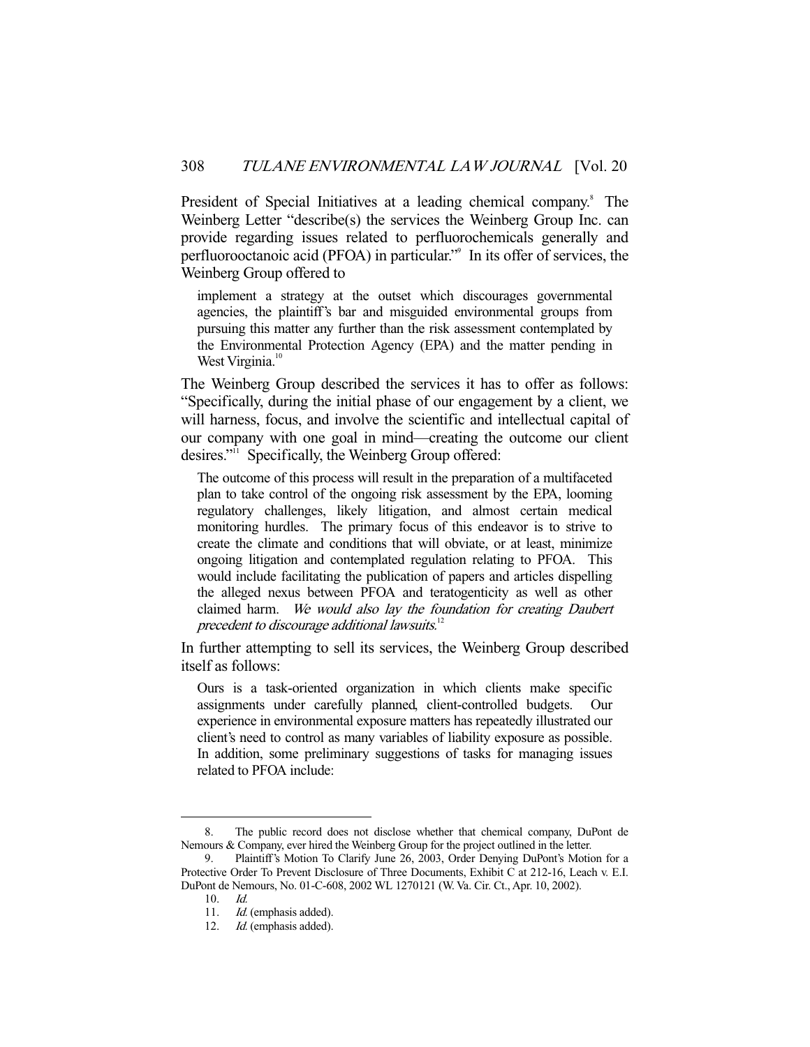President of Special Initiatives at a leading chemical company.[8] The Weinberg Letter "describe(s) the services the Weinberg Group Inc. can provide regarding issues related to perfluorochemicals generally and perfluorooctanoic acid (PFOA) in particular."[9] In its offer of services, the Weinberg Group offered to

> implement a strategy at the outset which discourages governmental agencies, the plaintiff's bar and misguided environmental groups from pursuing this matter any further than the risk assessment contemplated by the Environmental Protection Agency (EPA) and the matter pending in West Virginia.[10]

The Weinberg Group described the services it has to offer as follows: "Specifically, during the initial phase of our engagement by a client, we will harness, focus, and involve the scientific and intellectual capital of our company with one goal in mind—creating the outcome our client desires."[11] Specifically, the Weinberg Group offered:

> The outcome of this process will result in the preparation of a multifaceted plan to take control of the ongoing risk assessment by the EPA, looming regulatory challenges, likely litigation, and almost certain medical monitoring hurdles. The primary focus of this endeavor is to strive to create the climate and conditions that will obviate, or at least, minimize ongoing litigation and contemplated regulation relating to PFOA. This would include facilitating the publication of papers and articles dispelling the alleged nexus between PFOA and teratogenticity as well as other claimed harm. *We would also lay the foundation for creating Daubert precedent to discourage additional lawsuits.*[12]

In further attempting to sell its services, the Weinberg Group described itself as follows:

> Ours is a task-oriented organization in which clients make specific assignments under carefully planned, client-controlled budgets. Our experience in environmental exposure matters has repeatedly illustrated our client's need to control as many variables of liability exposure as possible. In addition, some preliminary suggestions of tasks for managing issues related to PFOA include:

---

8. The public record does not disclose whether that chemical company, DuPont de Nemours & Company, ever hired the Weinberg Group for the project outlined in the letter.

9. Plaintiff's Motion To Clarify June 26, 2003, Order Denying DuPont's Motion for a Protective Order To Prevent Disclosure of Three Documents, Exhibit C at 212-16, Leach v. E.I. DuPont de Nemours, No. 01-C-608, 2002 WL 1270121 (W. Va. Cir. Ct., Apr. 10, 2002).

10. *Id.*

11. *Id.* (emphasis added).

12. *Id.* (emphasis added).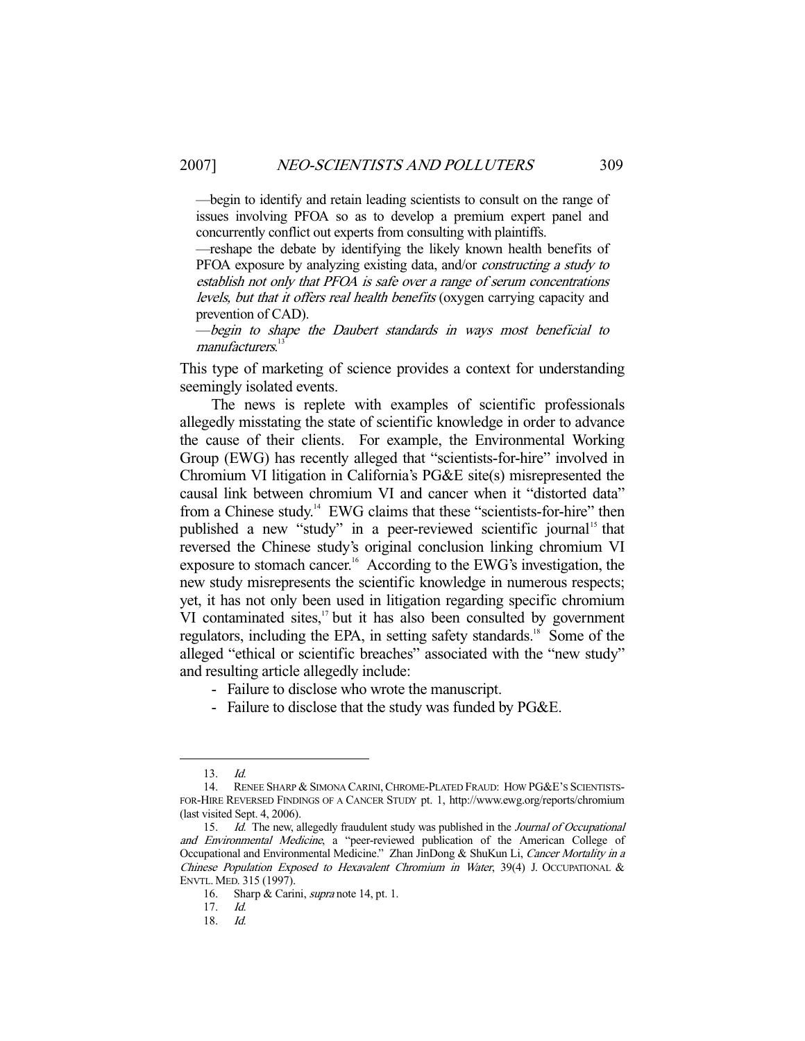—begin to identify and retain leading scientists to consult on the range of issues involving PFOA so as to develop a premium expert panel and concurrently conflict out experts from consulting with plaintiffs.

—reshape the debate by identifying the likely known health benefits of PFOA exposure by analyzing existing data, and/or *constructing a study to establish not only that PFOA is safe over a range of serum concentrations levels, but that it offers real health benefits* (oxygen carrying capacity and prevention of CAD).

—*begin to shape the Daubert standards in ways most beneficial to manufacturers*.[13]

This type of marketing of science provides a context for understanding seemingly isolated events.

The news is replete with examples of scientific professionals allegedly misstating the state of scientific knowledge in order to advance the cause of their clients. For example, the Environmental Working Group (EWG) has recently alleged that "scientists-for-hire" involved in Chromium VI litigation in California's PG&E site(s) misrepresented the causal link between chromium VI and cancer when it "distorted data" from a Chinese study.[14] EWG claims that these "scientists-for-hire" then published a new "study" in a peer-reviewed scientific journal[15] that reversed the Chinese study's original conclusion linking chromium VI exposure to stomach cancer.[16] According to the EWG's investigation, the new study misrepresents the scientific knowledge in numerous respects; yet, it has not only been used in litigation regarding specific chromium VI contaminated sites,[17] but it has also been consulted by government regulators, including the EPA, in setting safety standards.[18] Some of the alleged "ethical or scientific breaches" associated with the "new study" and resulting article allegedly include:

- Failure to disclose who wrote the manuscript.
- Failure to disclose that the study was funded by PG&E.

---

13. *Id.*

14. RENEE SHARP & SIMONA CARINI, CHROME-PLATED FRAUD: HOW PG&E'S SCIENTISTS-FOR-HIRE REVERSED FINDINGS OF A CANCER STUDY pt. 1, http://www.ewg.org/reports/chromium (last visited Sept. 4, 2006).

15. *Id.* The new, allegedly fraudulent study was published in the *Journal of Occupational and Environmental Medicine*, a "peer-reviewed publication of the American College of Occupational and Environmental Medicine." Zhan JinDong & ShuKun Li, *Cancer Mortality in a Chinese Population Exposed to Hexavalent Chromium in Water*, 39(4) J. OCCUPATIONAL & ENVTL. MED. 315 (1997).

16. Sharp & Carini, *supra* note 14, pt. 1.

17. *Id.*

18. *Id.*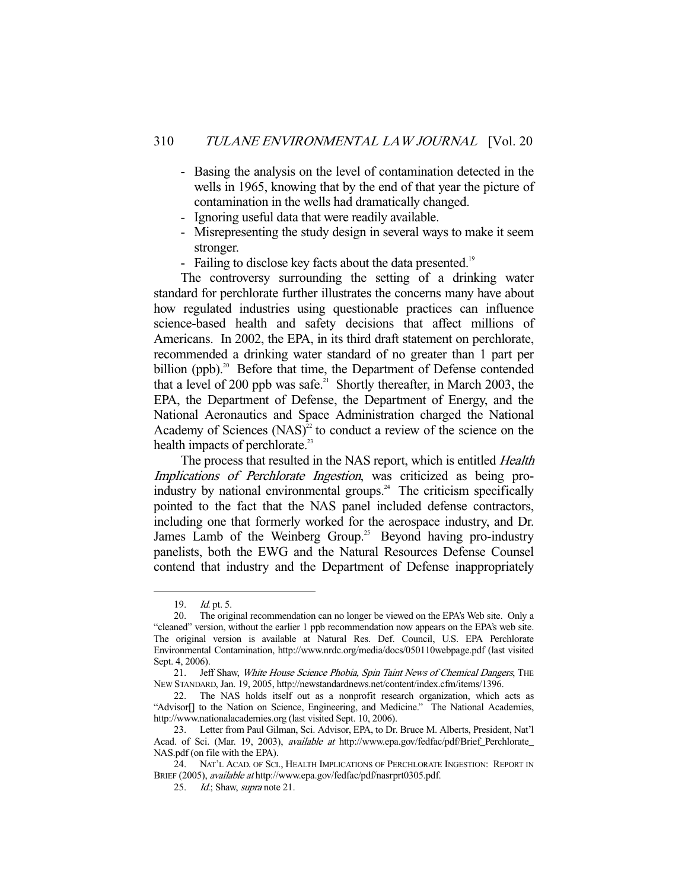- Basing the analysis on the level of contamination detected in the wells in 1965, knowing that by the end of that year the picture of contamination in the wells had dramatically changed.
- Ignoring useful data that were readily available.
- Misrepresenting the study design in several ways to make it seem stronger.
- Failing to disclose key facts about the data presented.[19]

The controversy surrounding the setting of a drinking water standard for perchlorate further illustrates the concerns many have about how regulated industries using questionable practices can influence science-based health and safety decisions that affect millions of Americans. In 2002, the EPA, in its third draft statement on perchlorate, recommended a drinking water standard of no greater than 1 part per billion (ppb).[20] Before that time, the Department of Defense contended that a level of 200 ppb was safe.[21] Shortly thereafter, in March 2003, the EPA, the Department of Defense, the Department of Energy, and the National Aeronautics and Space Administration charged the National Academy of Sciences (NAS)[22] to conduct a review of the science on the health impacts of perchlorate.[23]

The process that resulted in the NAS report, which is entitled *Health Implications of Perchlorate Ingestion*, was criticized as being pro-industry by national environmental groups.[24] The criticism specifically pointed to the fact that the NAS panel included defense contractors, including one that formerly worked for the aerospace industry, and Dr. James Lamb of the Weinberg Group.[25] Beyond having pro-industry panelists, both the EWG and the Natural Resources Defense Counsel contend that industry and the Department of Defense inappropriately

---

19. *Id.* pt. 5.

20. The original recommendation can no longer be viewed on the EPA's Web site. Only a "cleaned" version, without the earlier 1 ppb recommendation now appears on the EPA's web site. The original version is available at Natural Res. Def. Council, U.S. EPA Perchlorate Environmental Contamination, http://www.nrdc.org/media/docs/050110webpage.pdf (last visited Sept. 4, 2006).

21. Jeff Shaw, *White House Science Phobia, Spin Taint News of Chemical Dangers*, THE NEW STANDARD, Jan. 19, 2005, http://newstandardnews.net/content/index.cfm/items/1396.

22. The NAS holds itself out as a nonprofit research organization, which acts as "Advisor[] to the Nation on Science, Engineering, and Medicine." The National Academies, http://www.nationalacademies.org (last visited Sept. 10, 2006).

23. Letter from Paul Gilman, Sci. Advisor, EPA, to Dr. Bruce M. Alberts, President, Nat'l Acad. of Sci. (Mar. 19, 2003), *available at* http://www.epa.gov/fedfac/pdf/Brief_Perchlorate_NAS.pdf (on file with the EPA).

24. NAT'L ACAD. OF SCI., HEALTH IMPLICATIONS OF PERCHLORATE INGESTION: REPORT IN BRIEF (2005), *available at* http://www.epa.gov/fedfac/pdf/nasrprt0305.pdf.

25. *Id.*; Shaw, *supra* note 21.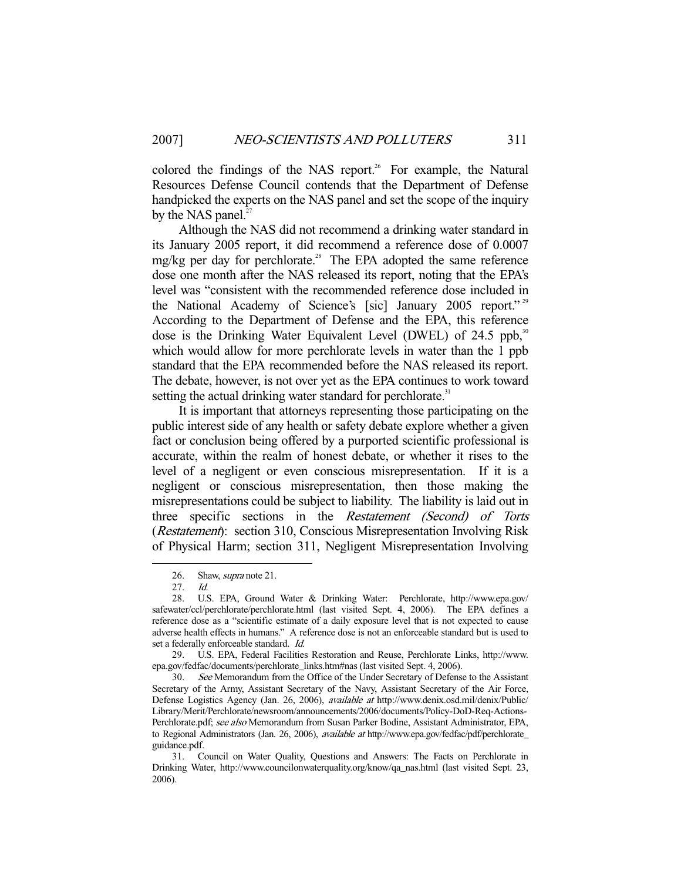colored the findings of the NAS report.[26] For example, the Natural Resources Defense Council contends that the Department of Defense handpicked the experts on the NAS panel and set the scope of the inquiry by the NAS panel.[27]

Although the NAS did not recommend a drinking water standard in its January 2005 report, it did recommend a reference dose of 0.0007 mg/kg per day for perchlorate.[28] The EPA adopted the same reference dose one month after the NAS released its report, noting that the EPA's level was "consistent with the recommended reference dose included in the National Academy of Science's [sic] January 2005 report."[29] According to the Department of Defense and the EPA, this reference dose is the Drinking Water Equivalent Level (DWEL) of 24.5 ppb,[30] which would allow for more perchlorate levels in water than the 1 ppb standard that the EPA recommended before the NAS released its report. The debate, however, is not over yet as the EPA continues to work toward setting the actual drinking water standard for perchlorate.[31]

It is important that attorneys representing those participating on the public interest side of any health or safety debate explore whether a given fact or conclusion being offered by a purported scientific professional is accurate, within the realm of honest debate, or whether it rises to the level of a negligent or even conscious misrepresentation. If it is a negligent or conscious misrepresentation, then those making the misrepresentations could be subject to liability. The liability is laid out in three specific sections in the *Restatement (Second) of Torts* (*Restatement*): section 310, Conscious Misrepresentation Involving Risk of Physical Harm; section 311, Negligent Misrepresentation Involving

---

26. Shaw, *supra* note 21.

27. *Id.*

28. U.S. EPA, Ground Water & Drinking Water: Perchlorate, http://www.epa.gov/safewater/ccl/perchlorate/perchlorate.html (last visited Sept. 4, 2006). The EPA defines a reference dose as a "scientific estimate of a daily exposure level that is not expected to cause adverse health effects in humans." A reference dose is not an enforceable standard but is used to set a federally enforceable standard. *Id.*

29. U.S. EPA, Federal Facilities Restoration and Reuse, Perchlorate Links, http://www.epa.gov/fedfac/documents/perchlorate_links.htm#nas (last visited Sept. 4, 2006).

30. *See* Memorandum from the Office of the Under Secretary of Defense to the Assistant Secretary of the Army, Assistant Secretary of the Navy, Assistant Secretary of the Air Force, Defense Logistics Agency (Jan. 26, 2006), *available at* http://www.denix.osd.mil/denix/Public/Library/Merit/Perchlorate/newsroom/announcements/2006/documents/Policy-DoD-Req-Actions-Perchlorate.pdf; *see also* Memorandum from Susan Parker Bodine, Assistant Administrator, EPA, to Regional Administrators (Jan. 26, 2006), *available at* http://www.epa.gov/fedfac/pdf/perchlorate_guidance.pdf.

31. Council on Water Quality, Questions and Answers: The Facts on Perchlorate in Drinking Water, http://www.councilonwaterquality.org/know/qa_nas.html (last visited Sept. 23, 2006).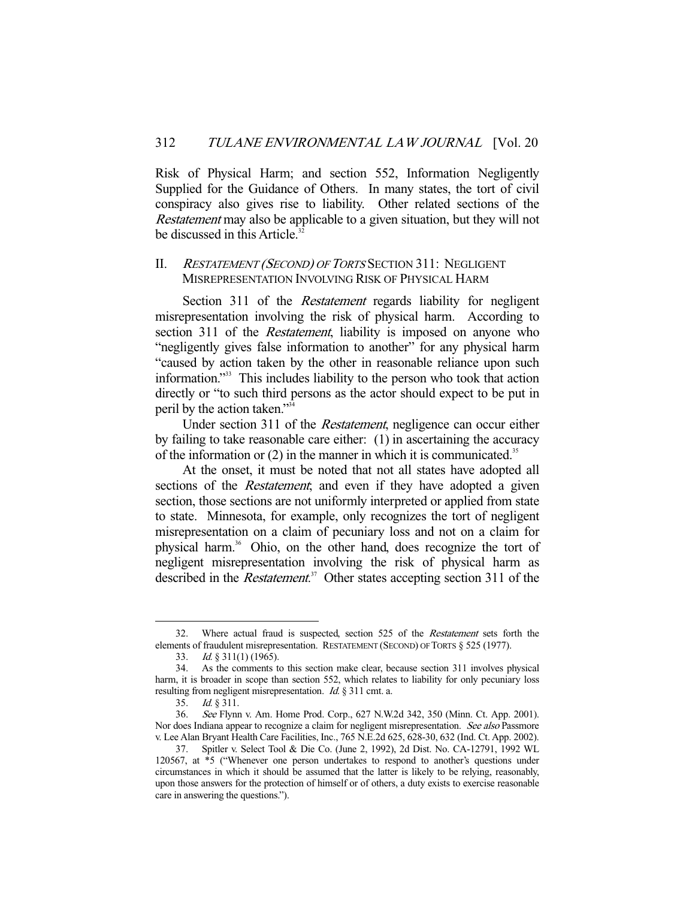Risk of Physical Harm; and section 552, Information Negligently Supplied for the Guidance of Others. In many states, the tort of civil conspiracy also gives rise to liability. Other related sections of the *Restatement* may also be applicable to a given situation, but they will not be discussed in this Article.[32]

## II. *RESTATEMENT (SECOND) OF TORTS* SECTION 311: NEGLIGENT MISREPRESENTATION INVOLVING RISK OF PHYSICAL HARM

Section 311 of the *Restatement* regards liability for negligent misrepresentation involving the risk of physical harm. According to section 311 of the *Restatement*, liability is imposed on anyone who "negligently gives false information to another" for any physical harm "caused by action taken by the other in reasonable reliance upon such information."[33] This includes liability to the person who took that action directly or "to such third persons as the actor should expect to be put in peril by the action taken."[34]

Under section 311 of the *Restatement*, negligence can occur either by failing to take reasonable care either: (1) in ascertaining the accuracy of the information or (2) in the manner in which it is communicated.[35]

At the onset, it must be noted that not all states have adopted all sections of the *Restatement*; and even if they have adopted a given section, those sections are not uniformly interpreted or applied from state to state. Minnesota, for example, only recognizes the tort of negligent misrepresentation on a claim of pecuniary loss and not on a claim for physical harm.[36] Ohio, on the other hand, does recognize the tort of negligent misrepresentation involving the risk of physical harm as described in the *Restatement*.[37] Other states accepting section 311 of the

---

32. Where actual fraud is suspected, section 525 of the *Restatement* sets forth the elements of fraudulent misrepresentation. RESTATEMENT (SECOND) OF TORTS § 525 (1977).

33. *Id.* § 311(1) (1965).

34. As the comments to this section make clear, because section 311 involves physical harm, it is broader in scope than section 552, which relates to liability for only pecuniary loss resulting from negligent misrepresentation. *Id.* § 311 cmt. a.

35. *Id.* § 311.

36. *See* Flynn v. Am. Home Prod. Corp., 627 N.W.2d 342, 350 (Minn. Ct. App. 2001). Nor does Indiana appear to recognize a claim for negligent misrepresentation. *See also* Passmore v. Lee Alan Bryant Health Care Facilities, Inc., 765 N.E.2d 625, 628-30, 632 (Ind. Ct. App. 2002).

37. Spitler v. Select Tool & Die Co. (June 2, 1992), 2d Dist. No. CA-12791, 1992 WL 120567, at *5 ("Whenever one person undertakes to respond to another's questions under circumstances in which it should be assumed that the latter is likely to be relying, reasonably, upon those answers for the protection of himself or of others, a duty exists to exercise reasonable care in answering the questions.").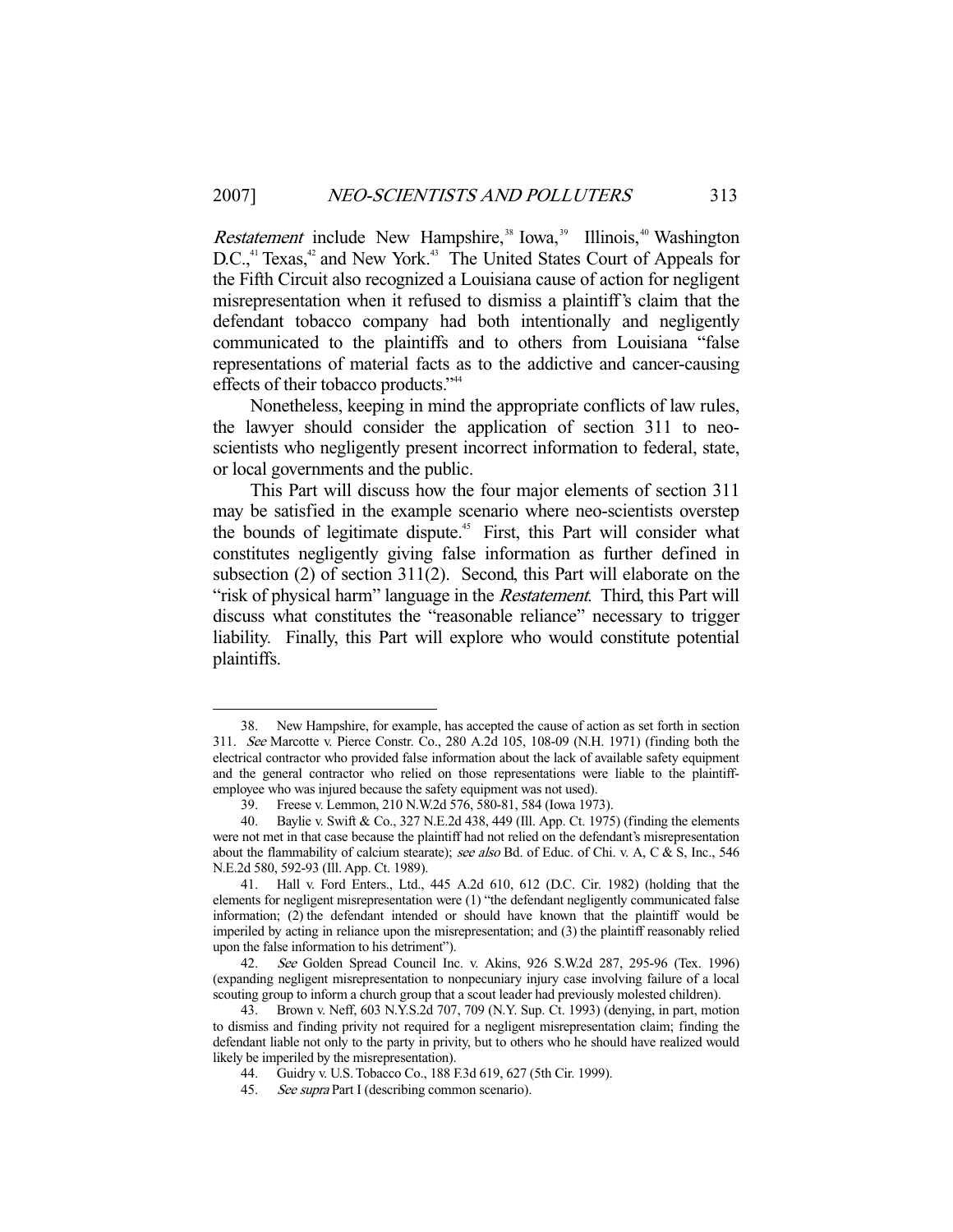*Restatement* include New Hampshire,[38] Iowa,[39] Illinois,[40] Washington D.C.,[41] Texas,[42] and New York.[43] The United States Court of Appeals for the Fifth Circuit also recognized a Louisiana cause of action for negligent misrepresentation when it refused to dismiss a plaintiff's claim that the defendant tobacco company had both intentionally and negligently communicated to the plaintiffs and to others from Louisiana "false representations of material facts as to the addictive and cancer-causing effects of their tobacco products."[44]

Nonetheless, keeping in mind the appropriate conflicts of law rules, the lawyer should consider the application of section 311 to neo-scientists who negligently present incorrect information to federal, state, or local governments and the public.

This Part will discuss how the four major elements of section 311 may be satisfied in the example scenario where neo-scientists overstep the bounds of legitimate dispute.[45] First, this Part will consider what constitutes negligently giving false information as further defined in subsection (2) of section 311(2). Second, this Part will elaborate on the "risk of physical harm" language in the *Restatement*. Third, this Part will discuss what constitutes the "reasonable reliance" necessary to trigger liability. Finally, this Part will explore who would constitute potential plaintiffs.

---

38. New Hampshire, for example, has accepted the cause of action as set forth in section 311. *See* Marcotte v. Pierce Constr. Co., 280 A.2d 105, 108-09 (N.H. 1971) (finding both the electrical contractor who provided false information about the lack of available safety equipment and the general contractor who relied on those representations were liable to the plaintiff-employee who was injured because the safety equipment was not used).

39. Freese v. Lemmon, 210 N.W.2d 576, 580-81, 584 (Iowa 1973).

40. Baylie v. Swift & Co., 327 N.E.2d 438, 449 (Ill. App. Ct. 1975) (finding the elements were not met in that case because the plaintiff had not relied on the defendant's misrepresentation about the flammability of calcium stearate); *see also* Bd. of Educ. of Chi. v. A, C & S, Inc., 546 N.E.2d 580, 592-93 (Ill. App. Ct. 1989).

41. Hall v. Ford Enters., Ltd., 445 A.2d 610, 612 (D.C. Cir. 1982) (holding that the elements for negligent misrepresentation were (1) "the defendant negligently communicated false information; (2) the defendant intended or should have known that the plaintiff would be imperiled by acting in reliance upon the misrepresentation; and (3) the plaintiff reasonably relied upon the false information to his detriment").

42. *See* Golden Spread Council Inc. v. Akins, 926 S.W.2d 287, 295-96 (Tex. 1996) (expanding negligent misrepresentation to nonpecuniary injury case involving failure of a local scouting group to inform a church group that a scout leader had previously molested children).

43. Brown v. Neff, 603 N.Y.S.2d 707, 709 (N.Y. Sup. Ct. 1993) (denying, in part, motion to dismiss and finding privity not required for a negligent misrepresentation claim; finding the defendant liable not only to the party in privity, but to others who he should have realized would likely be imperiled by the misrepresentation).

44. Guidry v. U.S. Tobacco Co., 188 F.3d 619, 627 (5th Cir. 1999).

45. *See supra* Part I (describing common scenario).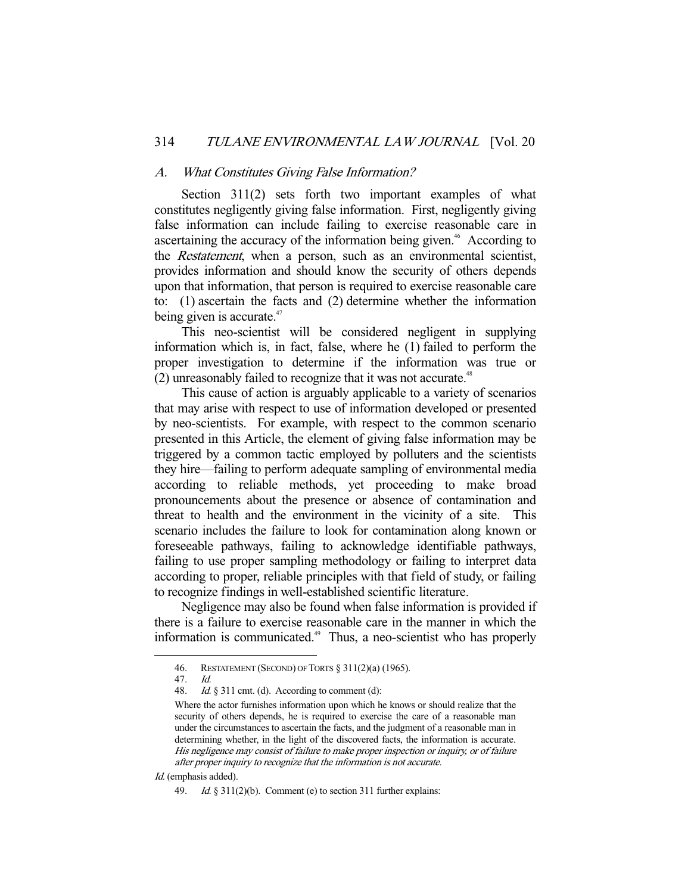### A. *What Constitutes Giving False Information?*

Section 311(2) sets forth two important examples of what constitutes negligently giving false information. First, negligently giving false information can include failing to exercise reasonable care in ascertaining the accuracy of the information being given.[46] According to the *Restatement*, when a person, such as an environmental scientist, provides information and should know the security of others depends upon that information, that person is required to exercise reasonable care to: (1) ascertain the facts and (2) determine whether the information being given is accurate.[47]

This neo-scientist will be considered negligent in supplying information which is, in fact, false, where he (1) failed to perform the proper investigation to determine if the information was true or (2) unreasonably failed to recognize that it was not accurate.[48]

This cause of action is arguably applicable to a variety of scenarios that may arise with respect to use of information developed or presented by neo-scientists. For example, with respect to the common scenario presented in this Article, the element of giving false information may be triggered by a common tactic employed by polluters and the scientists they hire—failing to perform adequate sampling of environmental media according to reliable methods, yet proceeding to make broad pronouncements about the presence or absence of contamination and threat to health and the environment in the vicinity of a site. This scenario includes the failure to look for contamination along known or foreseeable pathways, failing to acknowledge identifiable pathways, failing to use proper sampling methodology or failing to interpret data according to proper, reliable principles with that field of study, or failing to recognize findings in well-established scientific literature.

Negligence may also be found when false information is provided if there is a failure to exercise reasonable care in the manner in which the information is communicated.[49] Thus, a neo-scientist who has properly

---

46. RESTATEMENT (SECOND) OF TORTS § 311(2)(a) (1965).

47. *Id.*

48. *Id.* § 311 cmt. (d). According to comment (d):

> Where the actor furnishes information upon which he knows or should realize that the security of others depends, he is required to exercise the care of a reasonable man under the circumstances to ascertain the facts, and the judgment of a reasonable man in determining whether, in the light of the discovered facts, the information is accurate. *His negligence may consist of failure to make proper inspection or inquiry, or of failure after proper inquiry to recognize that the information is not accurate.*

*Id.* (emphasis added).

49. *Id.* § 311(2)(b). Comment (e) to section 311 further explains: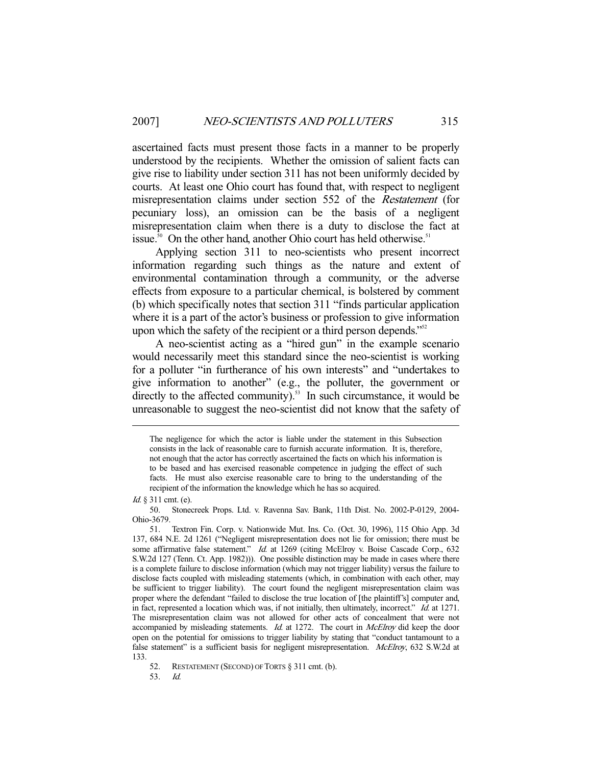ascertained facts must present those facts in a manner to be properly understood by the recipients. Whether the omission of salient facts can give rise to liability under section 311 has not been uniformly decided by courts. At least one Ohio court has found that, with respect to negligent misrepresentation claims under section 552 of the *Restatement* (for pecuniary loss), an omission can be the basis of a negligent misrepresentation claim when there is a duty to disclose the fact at issue.[50] On the other hand, another Ohio court has held otherwise.[51]

Applying section 311 to neo-scientists who present incorrect information regarding such things as the nature and extent of environmental contamination through a community, or the adverse effects from exposure to a particular chemical, is bolstered by comment (b) which specifically notes that section 311 "finds particular application where it is a part of the actor's business or profession to give information upon which the safety of the recipient or a third person depends."[52]

A neo-scientist acting as a "hired gun" in the example scenario would necessarily meet this standard since the neo-scientist is working for a polluter "in furtherance of his own interests" and "undertakes to give information to another" (e.g., the polluter, the government or directly to the affected community).[53] In such circumstance, it would be unreasonable to suggest the neo-scientist did not know that the safety of

---

> The negligence for which the actor is liable under the statement in this Subsection consists in the lack of reasonable care to furnish accurate information. It is, therefore, not enough that the actor has correctly ascertained the facts on which his information is to be based and has exercised reasonable competence in judging the effect of such facts. He must also exercise reasonable care to bring to the understanding of the recipient of the information the knowledge which he has so acquired.

*Id.* § 311 cmt. (e).

50. Stonecreek Props. Ltd. v. Ravenna Sav. Bank, 11th Dist. No. 2002-P-0129, 2004-Ohio-3679.

51. Textron Fin. Corp. v. Nationwide Mut. Ins. Co. (Oct. 30, 1996), 115 Ohio App. 3d 137, 684 N.E. 2d 1261 ("Negligent misrepresentation does not lie for omission; there must be some affirmative false statement." *Id.* at 1269 (citing McElroy v. Boise Cascade Corp., 632 S.W.2d 127 (Tenn. Ct. App. 1982))). One possible distinction may be made in cases where there is a complete failure to disclose information (which may not trigger liability) versus the failure to disclose facts coupled with misleading statements (which, in combination with each other, may be sufficient to trigger liability). The court found the negligent misrepresentation claim was proper where the defendant "failed to disclose the true location of [the plaintiff's] computer and, in fact, represented a location which was, if not initially, then ultimately, incorrect." *Id.* at 1271. The misrepresentation claim was not allowed for other acts of concealment that were not accompanied by misleading statements. *Id.* at 1272. The court in *McElroy* did keep the door open on the potential for omissions to trigger liability by stating that "conduct tantamount to a false statement" is a sufficient basis for negligent misrepresentation. *McElroy*, 632 S.W.2d at 133.

52. RESTATEMENT (SECOND) OF TORTS § 311 cmt. (b).

53. *Id.*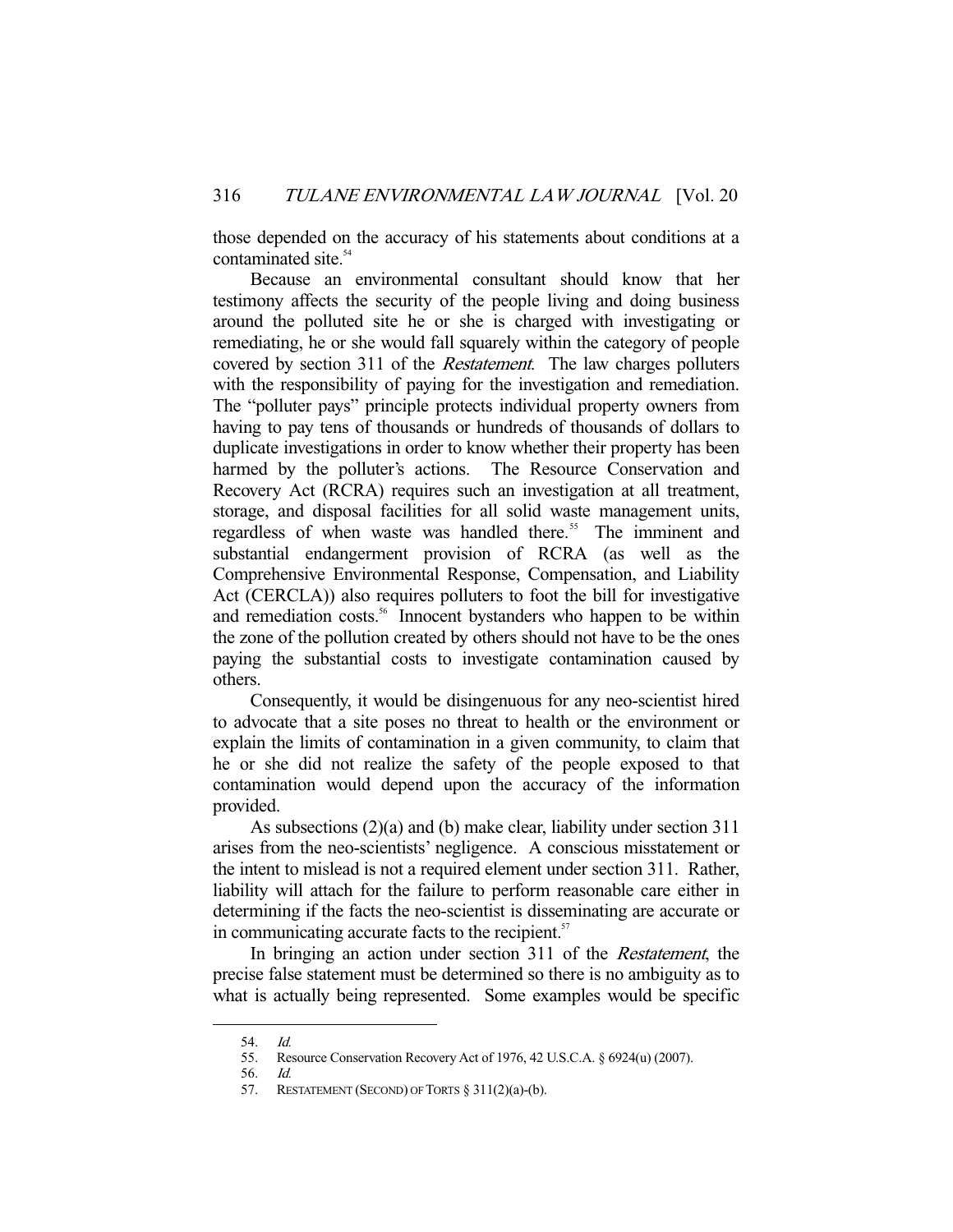those depended on the accuracy of his statements about conditions at a contaminated site.[54]

Because an environmental consultant should know that her testimony affects the security of the people living and doing business around the polluted site he or she is charged with investigating or remediating, he or she would fall squarely within the category of people covered by section 311 of the *Restatement*. The law charges polluters with the responsibility of paying for the investigation and remediation. The "polluter pays" principle protects individual property owners from having to pay tens of thousands or hundreds of thousands of dollars to duplicate investigations in order to know whether their property has been harmed by the polluter's actions. The Resource Conservation and Recovery Act (RCRA) requires such an investigation at all treatment, storage, and disposal facilities for all solid waste management units, regardless of when waste was handled there.[55] The imminent and substantial endangerment provision of RCRA (as well as the Comprehensive Environmental Response, Compensation, and Liability Act (CERCLA)) also requires polluters to foot the bill for investigative and remediation costs.[56] Innocent bystanders who happen to be within the zone of the pollution created by others should not have to be the ones paying the substantial costs to investigate contamination caused by others.

Consequently, it would be disingenuous for any neo-scientist hired to advocate that a site poses no threat to health or the environment or explain the limits of contamination in a given community, to claim that he or she did not realize the safety of the people exposed to that contamination would depend upon the accuracy of the information provided.

As subsections (2)(a) and (b) make clear, liability under section 311 arises from the neo-scientists' negligence. A conscious misstatement or the intent to mislead is not a required element under section 311. Rather, liability will attach for the failure to perform reasonable care either in determining if the facts the neo-scientist is disseminating are accurate or in communicating accurate facts to the recipient.[57]

In bringing an action under section 311 of the *Restatement*, the precise false statement must be determined so there is no ambiguity as to what is actually being represented. Some examples would be specific

---

54. *Id.*
55. Resource Conservation Recovery Act of 1976, 42 U.S.C.A. § 6924(u) (2007).
56. *Id.*
57. RESTATEMENT (SECOND) OF TORTS § 311(2)(a)-(b).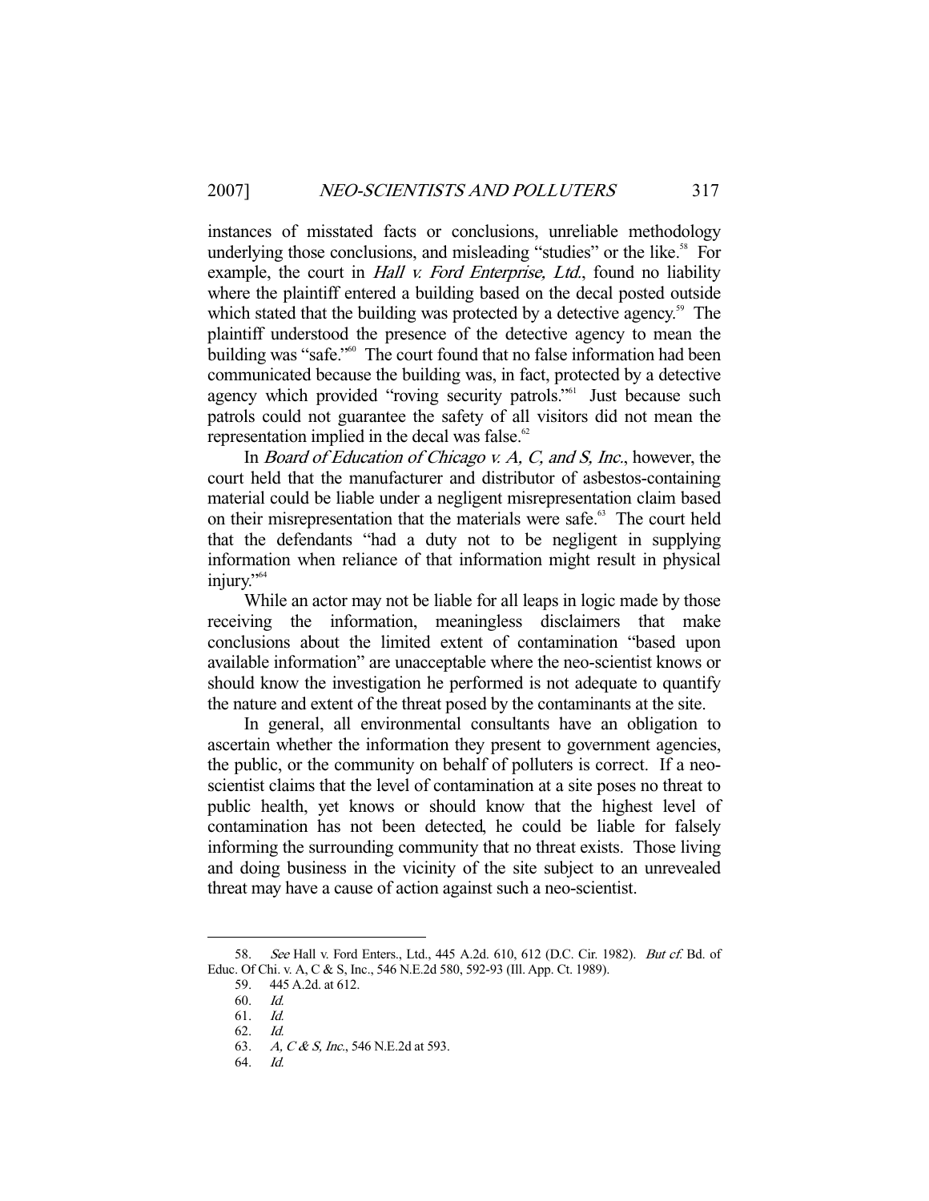instances of misstated facts or conclusions, unreliable methodology underlying those conclusions, and misleading "studies" or the like.[58] For example, the court in *Hall v. Ford Enterprise, Ltd.*, found no liability where the plaintiff entered a building based on the decal posted outside which stated that the building was protected by a detective agency.[59] The plaintiff understood the presence of the detective agency to mean the building was "safe."[60] The court found that no false information had been communicated because the building was, in fact, protected by a detective agency which provided "roving security patrols."[61] Just because such patrols could not guarantee the safety of all visitors did not mean the representation implied in the decal was false.[62]

In *Board of Education of Chicago v. A, C, and S, Inc.*, however, the court held that the manufacturer and distributor of asbestos-containing material could be liable under a negligent misrepresentation claim based on their misrepresentation that the materials were safe.[63] The court held that the defendants "had a duty not to be negligent in supplying information when reliance of that information might result in physical injury."[64]

While an actor may not be liable for all leaps in logic made by those receiving the information, meaningless disclaimers that make conclusions about the limited extent of contamination "based upon available information" are unacceptable where the neo-scientist knows or should know the investigation he performed is not adequate to quantify the nature and extent of the threat posed by the contaminants at the site.

In general, all environmental consultants have an obligation to ascertain whether the information they present to government agencies, the public, or the community on behalf of polluters is correct. If a neo-scientist claims that the level of contamination at a site poses no threat to public health, yet knows or should know that the highest level of contamination has not been detected, he could be liable for falsely informing the surrounding community that no threat exists. Those living and doing business in the vicinity of the site subject to an unrevealed threat may have a cause of action against such a neo-scientist.

---

58. *See* Hall v. Ford Enters., Ltd., 445 A.2d. 610, 612 (D.C. Cir. 1982). *But cf.* Bd. of Educ. Of Chi. v. A, C & S, Inc., 546 N.E.2d 580, 592-93 (Ill. App. Ct. 1989).

59. 445 A.2d. at 612.

60. *Id.*

61. *Id.*

62. *Id.*

63. *A, C & S, Inc.*, 546 N.E.2d at 593.

64. *Id.*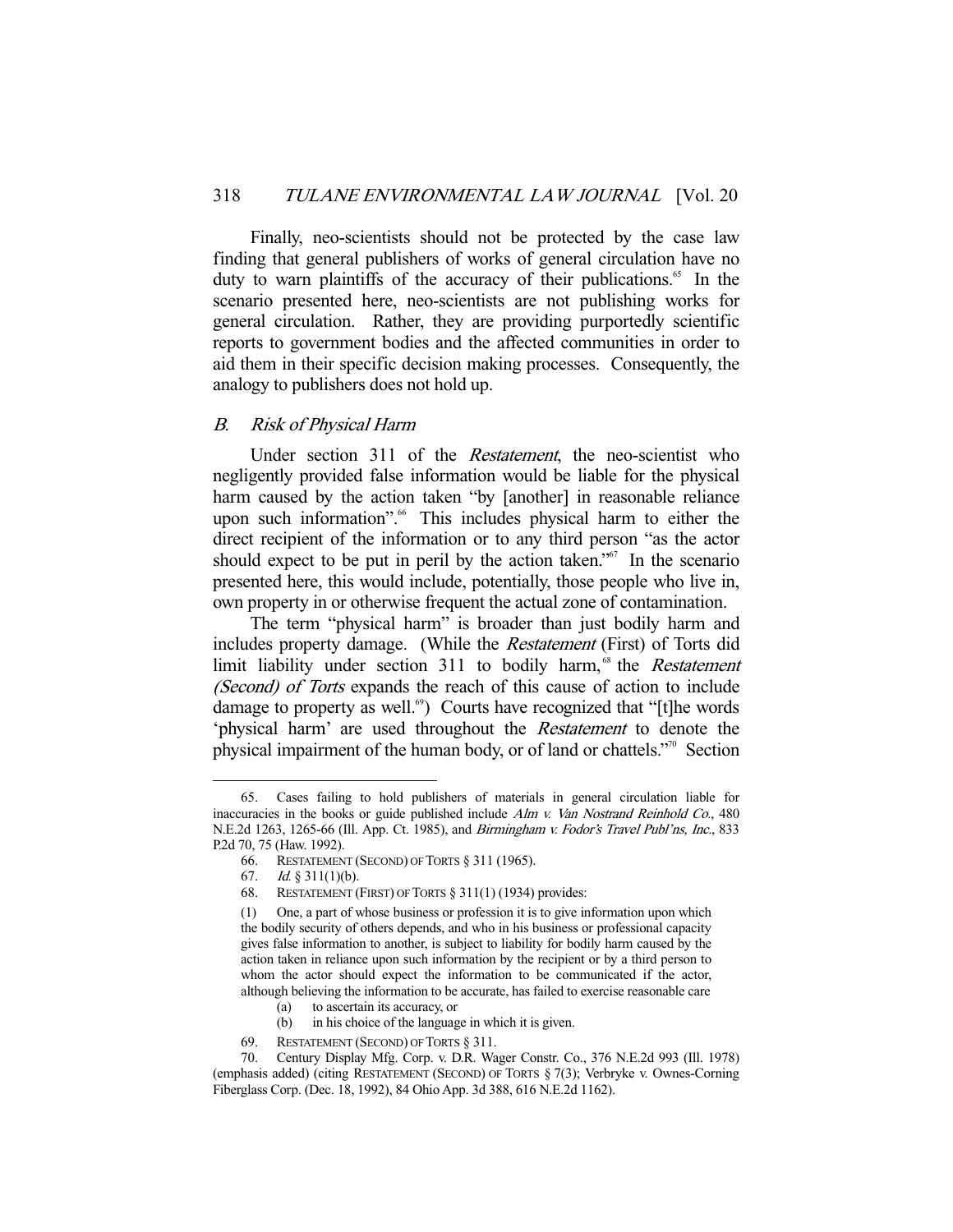Finally, neo-scientists should not be protected by the case law finding that general publishers of works of general circulation have no duty to warn plaintiffs of the accuracy of their publications.[65] In the scenario presented here, neo-scientists are not publishing works for general circulation. Rather, they are providing purportedly scientific reports to government bodies and the affected communities in order to aid them in their specific decision making processes. Consequently, the analogy to publishers does not hold up.

### *B. Risk of Physical Harm*

Under section 311 of the *Restatement*, the neo-scientist who negligently provided false information would be liable for the physical harm caused by the action taken "by [another] in reasonable reliance upon such information".[66] This includes physical harm to either the direct recipient of the information or to any third person "as the actor should expect to be put in peril by the action taken."[67] In the scenario presented here, this would include, potentially, those people who live in, own property in or otherwise frequent the actual zone of contamination.

The term "physical harm" is broader than just bodily harm and includes property damage. (While the *Restatement* (First) of Torts did limit liability under section 311 to bodily harm,[68] the *Restatement (Second) of Torts* expands the reach of this cause of action to include damage to property as well.[69]) Courts have recognized that "[t]he words 'physical harm' are used throughout the *Restatement* to denote the physical impairment of the human body, or of land or chattels."[70] Section

---

65. Cases failing to hold publishers of materials in general circulation liable for inaccuracies in the books or guide published include *Alm v. Van Nostrand Reinhold Co.*, 480 N.E.2d 1263, 1265-66 (Ill. App. Ct. 1985), and *Birmingham v. Fodor's Travel Publ'ns, Inc.*, 833 P.2d 70, 75 (Haw. 1992).

66. RESTATEMENT (SECOND) OF TORTS § 311 (1965).

67. *Id.* § 311(1)(b).

68. RESTATEMENT (FIRST) OF TORTS § 311(1) (1934) provides:

> (1) One, a part of whose business or profession it is to give information upon which the bodily security of others depends, and who in his business or professional capacity gives false information to another, is subject to liability for bodily harm caused by the action taken in reliance upon such information by the recipient or by a third person to whom the actor should expect the information to be communicated if the actor, although believing the information to be accurate, has failed to exercise reasonable care
>
> (a) to ascertain its accuracy, or
>
> (b) in his choice of the language in which it is given.

69. RESTATEMENT (SECOND) OF TORTS § 311.

70. Century Display Mfg. Corp. v. D.R. Wager Constr. Co., 376 N.E.2d 993 (Ill. 1978) (emphasis added) (citing RESTATEMENT (SECOND) OF TORTS § 7(3); Verbryke v. Ownes-Corning Fiberglass Corp. (Dec. 18, 1992), 84 Ohio App. 3d 388, 616 N.E.2d 1162).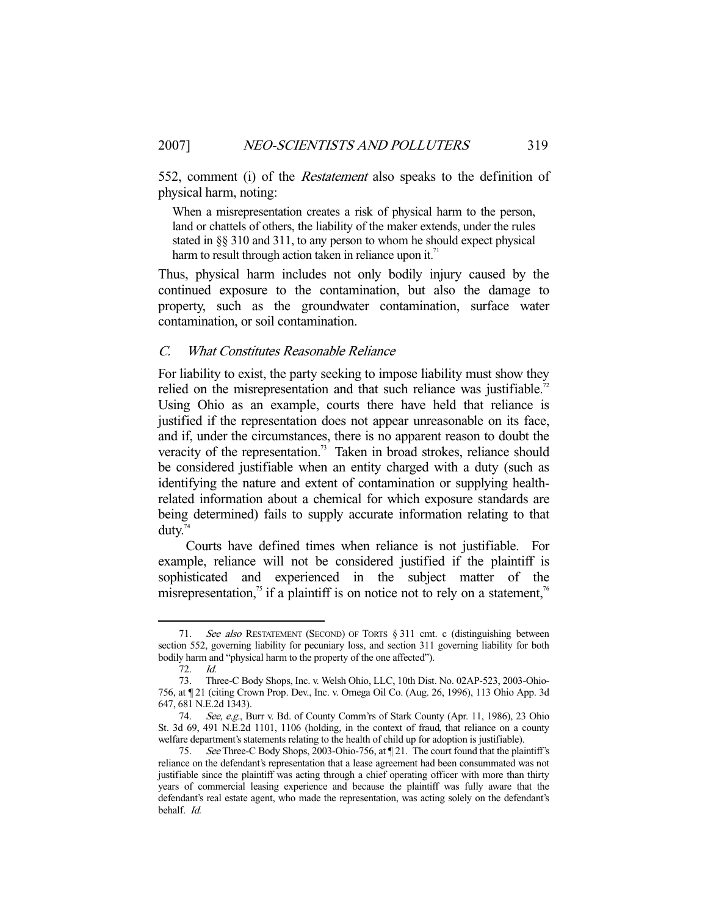552, comment (i) of the *Restatement* also speaks to the definition of physical harm, noting:

> When a misrepresentation creates a risk of physical harm to the person, land or chattels of others, the liability of the maker extends, under the rules stated in §§ 310 and 311, to any person to whom he should expect physical harm to result through action taken in reliance upon it.[71]

Thus, physical harm includes not only bodily injury caused by the continued exposure to the contamination, but also the damage to property, such as the groundwater contamination, surface water contamination, or soil contamination.

### C. *What Constitutes Reasonable Reliance*

For liability to exist, the party seeking to impose liability must show they relied on the misrepresentation and that such reliance was justifiable.[72] Using Ohio as an example, courts there have held that reliance is justified if the representation does not appear unreasonable on its face, and if, under the circumstances, there is no apparent reason to doubt the veracity of the representation.[73] Taken in broad strokes, reliance should be considered justifiable when an entity charged with a duty (such as identifying the nature and extent of contamination or supplying health-related information about a chemical for which exposure standards are being determined) fails to supply accurate information relating to that duty.[74]

Courts have defined times when reliance is not justifiable. For example, reliance will not be considered justified if the plaintiff is sophisticated and experienced in the subject matter of the misrepresentation,[75] if a plaintiff is on notice not to rely on a statement,[76]

---

71. *See also* RESTATEMENT (SECOND) OF TORTS § 311 cmt. c (distinguishing between section 552, governing liability for pecuniary loss, and section 311 governing liability for both bodily harm and "physical harm to the property of the one affected").

72. *Id.*

73. Three-C Body Shops, Inc. v. Welsh Ohio, LLC, 10th Dist. No. 02AP-523, 2003-Ohio-756, at ¶ 21 (citing Crown Prop. Dev., Inc. v. Omega Oil Co. (Aug. 26, 1996), 113 Ohio App. 3d 647, 681 N.E.2d 1343).

74. *See, e.g.*, Burr v. Bd. of County Comm'rs of Stark County (Apr. 11, 1986), 23 Ohio St. 3d 69, 491 N.E.2d 1101, 1106 (holding, in the context of fraud, that reliance on a county welfare department's statements relating to the health of child up for adoption is justifiable).

75. *See* Three-C Body Shops, 2003-Ohio-756, at ¶ 21. The court found that the plaintiff's reliance on the defendant's representation that a lease agreement had been consummated was not justifiable since the plaintiff was acting through a chief operating officer with more than thirty years of commercial leasing experience and because the plaintiff was fully aware that the defendant's real estate agent, who made the representation, was acting solely on the defendant's behalf. *Id.*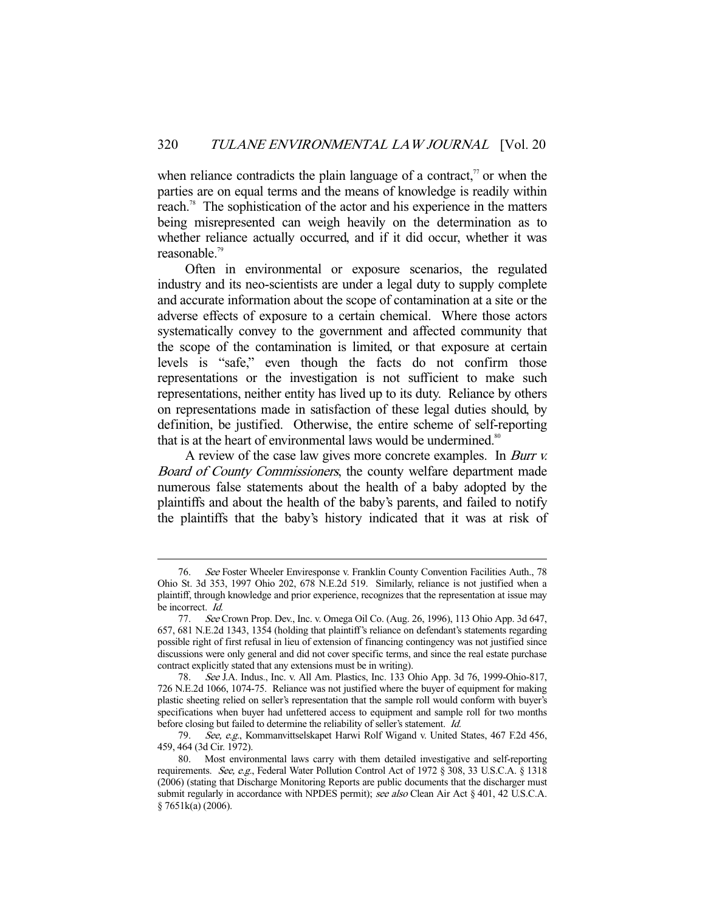when reliance contradicts the plain language of a contract,[77] or when the parties are on equal terms and the means of knowledge is readily within reach.[78] The sophistication of the actor and his experience in the matters being misrepresented can weigh heavily on the determination as to whether reliance actually occurred, and if it did occur, whether it was reasonable.[79]

Often in environmental or exposure scenarios, the regulated industry and its neo-scientists are under a legal duty to supply complete and accurate information about the scope of contamination at a site or the adverse effects of exposure to a certain chemical. Where those actors systematically convey to the government and affected community that the scope of the contamination is limited, or that exposure at certain levels is "safe," even though the facts do not confirm those representations or the investigation is not sufficient to make such representations, neither entity has lived up to its duty. Reliance by others on representations made in satisfaction of these legal duties should, by definition, be justified. Otherwise, the entire scheme of self-reporting that is at the heart of environmental laws would be undermined.[80]

A review of the case law gives more concrete examples. In *Burr v. Board of County Commissioners*, the county welfare department made numerous false statements about the health of a baby adopted by the plaintiffs and about the health of the baby's parents, and failed to notify the plaintiffs that the baby's history indicated that it was at risk of

---

76. *See* Foster Wheeler Enviresponse v. Franklin County Convention Facilities Auth., 78 Ohio St. 3d 353, 1997 Ohio 202, 678 N.E.2d 519. Similarly, reliance is not justified when a plaintiff, through knowledge and prior experience, recognizes that the representation at issue may be incorrect. *Id.*

77. *See* Crown Prop. Dev., Inc. v. Omega Oil Co. (Aug. 26, 1996), 113 Ohio App. 3d 647, 657, 681 N.E.2d 1343, 1354 (holding that plaintiff's reliance on defendant's statements regarding possible right of first refusal in lieu of extension of financing contingency was not justified since discussions were only general and did not cover specific terms, and since the real estate purchase contract explicitly stated that any extensions must be in writing).

78. *See* J.A. Indus., Inc. v. All Am. Plastics, Inc. 133 Ohio App. 3d 76, 1999-Ohio-817, 726 N.E.2d 1066, 1074-75. Reliance was not justified where the buyer of equipment for making plastic sheeting relied on seller's representation that the sample roll would conform with buyer's specifications when buyer had unfettered access to equipment and sample roll for two months before closing but failed to determine the reliability of seller's statement. *Id.*

79. *See, e.g.*, Kommanvittselskapet Harwi Rolf Wigand v. United States, 467 F.2d 456, 459, 464 (3d Cir. 1972).

80. Most environmental laws carry with them detailed investigative and self-reporting requirements. *See, e.g.*, Federal Water Pollution Control Act of 1972 § 308, 33 U.S.C.A. § 1318 (2006) (stating that Discharge Monitoring Reports are public documents that the discharger must submit regularly in accordance with NPDES permit); *see also* Clean Air Act § 401, 42 U.S.C.A. § 7651k(a) (2006).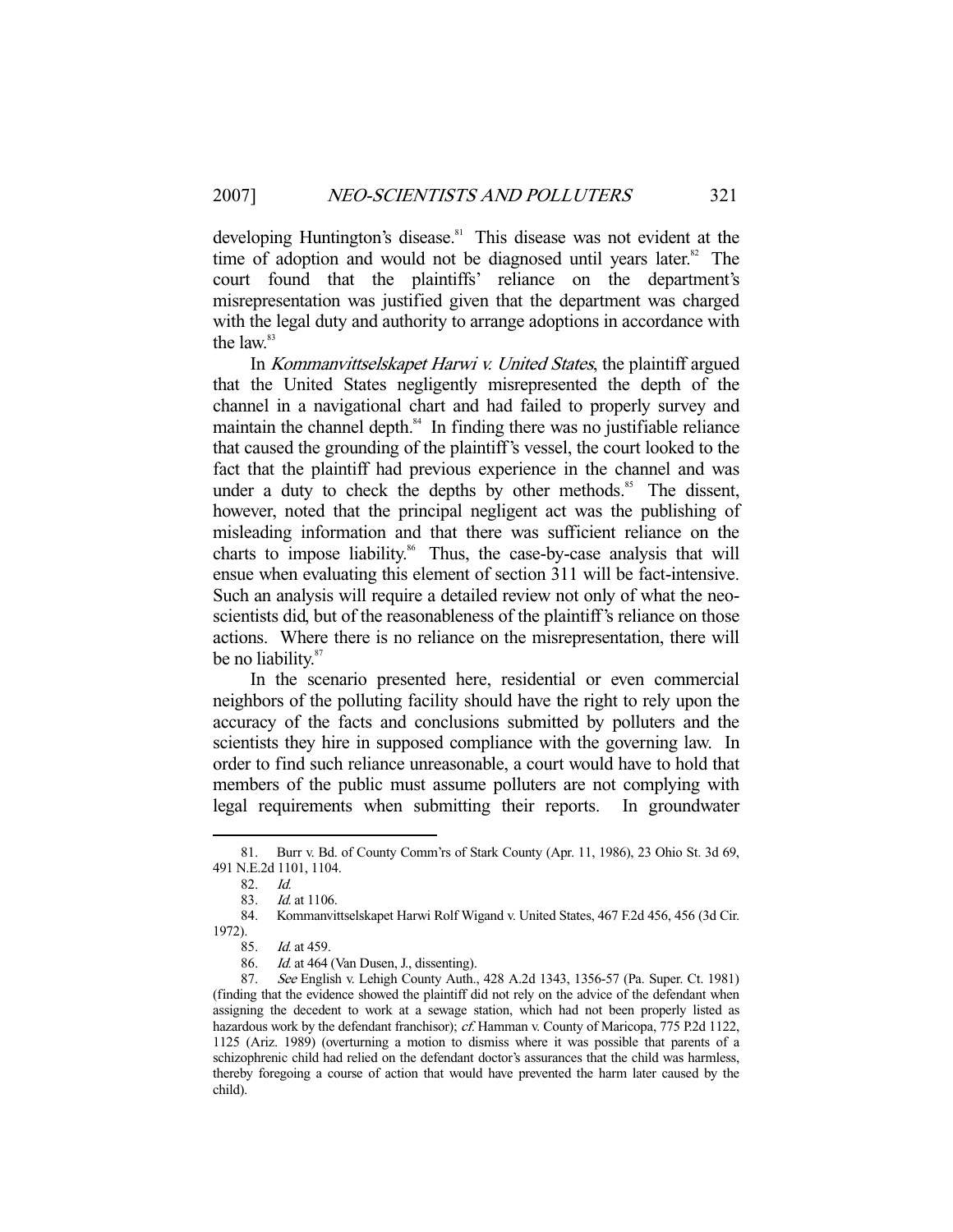developing Huntington's disease.[81] This disease was not evident at the time of adoption and would not be diagnosed until years later.[82] The court found that the plaintiffs' reliance on the department's misrepresentation was justified given that the department was charged with the legal duty and authority to arrange adoptions in accordance with the law.[83]

In *Kommanvittselskapet Harwi v. United States*, the plaintiff argued that the United States negligently misrepresented the depth of the channel in a navigational chart and had failed to properly survey and maintain the channel depth.[84] In finding there was no justifiable reliance that caused the grounding of the plaintiff's vessel, the court looked to the fact that the plaintiff had previous experience in the channel and was under a duty to check the depths by other methods.[85] The dissent, however, noted that the principal negligent act was the publishing of misleading information and that there was sufficient reliance on the charts to impose liability.[86] Thus, the case-by-case analysis that will ensue when evaluating this element of section 311 will be fact-intensive. Such an analysis will require a detailed review not only of what the neo-scientists did, but of the reasonableness of the plaintiff's reliance on those actions. Where there is no reliance on the misrepresentation, there will be no liability.[87]

In the scenario presented here, residential or even commercial neighbors of the polluting facility should have the right to rely upon the accuracy of the facts and conclusions submitted by polluters and the scientists they hire in supposed compliance with the governing law. In order to find such reliance unreasonable, a court would have to hold that members of the public must assume polluters are not complying with legal requirements when submitting their reports. In groundwater

---

81. Burr v. Bd. of County Comm'rs of Stark County (Apr. 11, 1986), 23 Ohio St. 3d 69, 491 N.E.2d 1101, 1104.

82. *Id.*

83. *Id.* at 1106.

84. Kommanvittselskapet Harwi Rolf Wigand v. United States, 467 F.2d 456, 456 (3d Cir. 1972).

85. *Id.* at 459.

86. *Id.* at 464 (Van Dusen, J., dissenting).

87. *See* English v. Lehigh County Auth., 428 A.2d 1343, 1356-57 (Pa. Super. Ct. 1981) (finding that the evidence showed the plaintiff did not rely on the advice of the defendant when assigning the decedent to work at a sewage station, which had not been properly listed as hazardous work by the defendant franchisor); *cf.* Hamman v. County of Maricopa, 775 P.2d 1122, 1125 (Ariz. 1989) (overturning a motion to dismiss where it was possible that parents of a schizophrenic child had relied on the defendant doctor's assurances that the child was harmless, thereby foregoing a course of action that would have prevented the harm later caused by the child).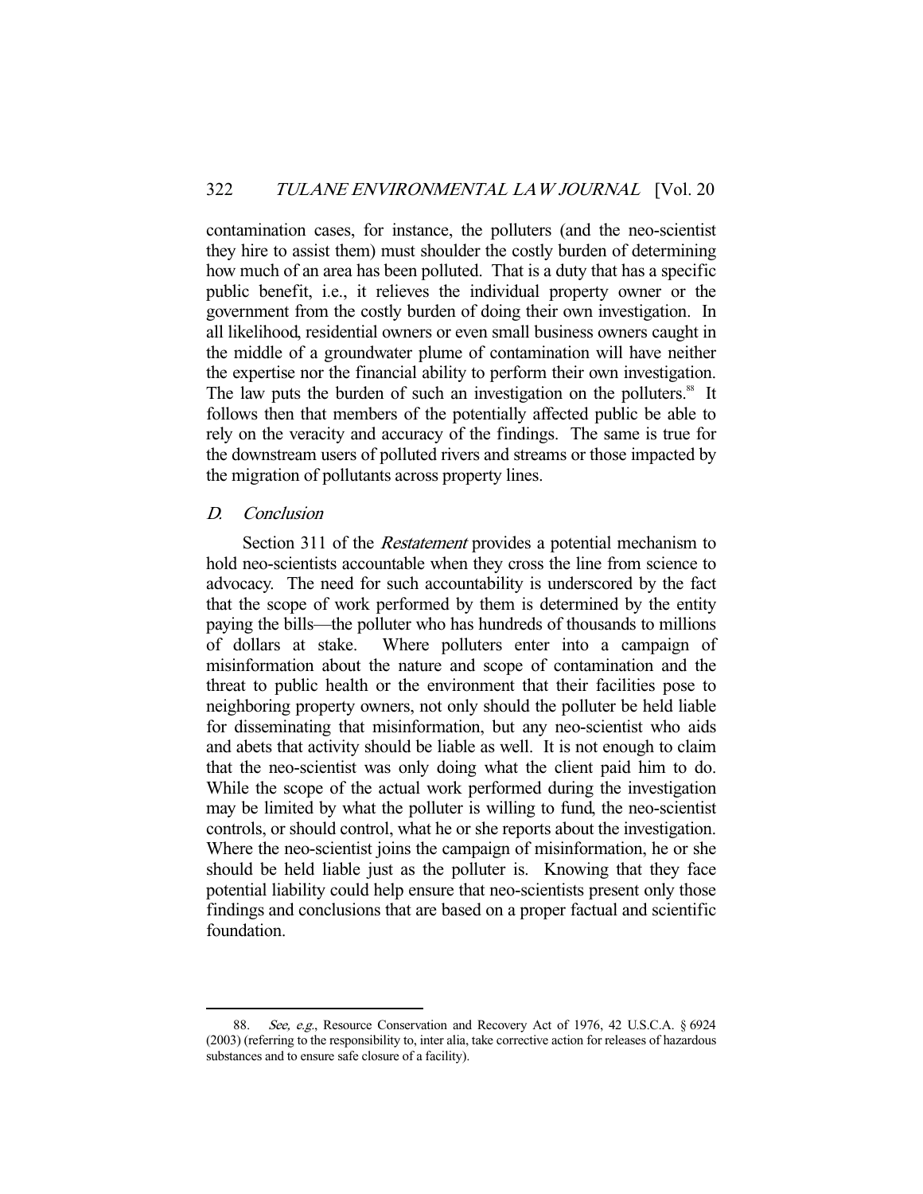contamination cases, for instance, the polluters (and the neo-scientist they hire to assist them) must shoulder the costly burden of determining how much of an area has been polluted. That is a duty that has a specific public benefit, i.e., it relieves the individual property owner or the government from the costly burden of doing their own investigation. In all likelihood, residential owners or even small business owners caught in the middle of a groundwater plume of contamination will have neither the expertise nor the financial ability to perform their own investigation. The law puts the burden of such an investigation on the polluters.[88] It follows then that members of the potentially affected public be able to rely on the veracity and accuracy of the findings. The same is true for the downstream users of polluted rivers and streams or those impacted by the migration of pollutants across property lines.

### D. *Conclusion*

Section 311 of the *Restatement* provides a potential mechanism to hold neo-scientists accountable when they cross the line from science to advocacy. The need for such accountability is underscored by the fact that the scope of work performed by them is determined by the entity paying the bills—the polluter who has hundreds of thousands to millions of dollars at stake. Where polluters enter into a campaign of misinformation about the nature and scope of contamination and the threat to public health or the environment that their facilities pose to neighboring property owners, not only should the polluter be held liable for disseminating that misinformation, but any neo-scientist who aids and abets that activity should be liable as well. It is not enough to claim that the neo-scientist was only doing what the client paid him to do. While the scope of the actual work performed during the investigation may be limited by what the polluter is willing to fund, the neo-scientist controls, or should control, what he or she reports about the investigation. Where the neo-scientist joins the campaign of misinformation, he or she should be held liable just as the polluter is. Knowing that they face potential liability could help ensure that neo-scientists present only those findings and conclusions that are based on a proper factual and scientific foundation.

---

88. *See, e.g.*, Resource Conservation and Recovery Act of 1976, 42 U.S.C.A. § 6924 (2003) (referring to the responsibility to, inter alia, take corrective action for releases of hazardous substances and to ensure safe closure of a facility).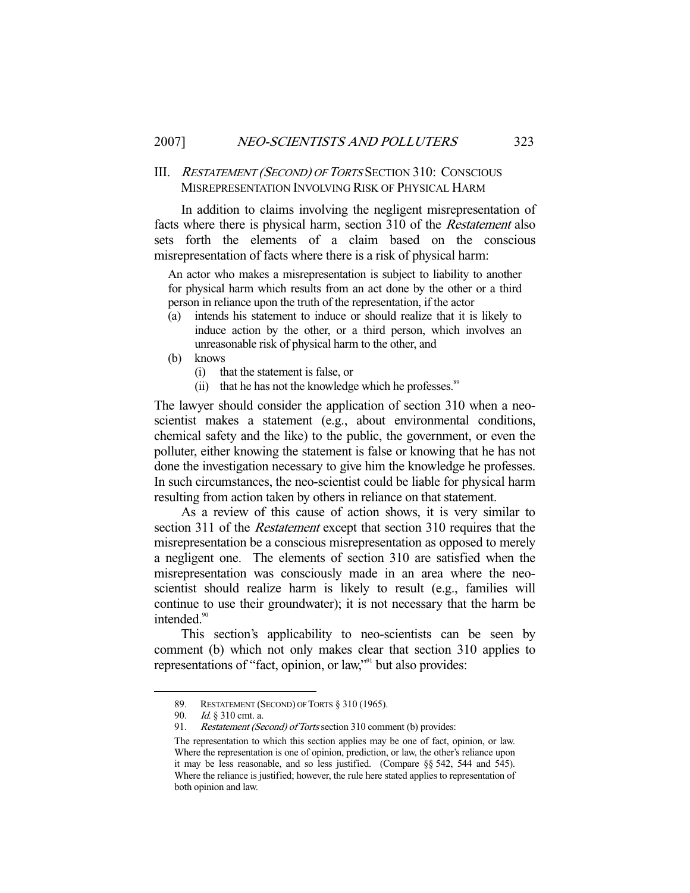## III. *RESTATEMENT (SECOND) OF TORTS* SECTION 310: CONSCIOUS MISREPRESENTATION INVOLVING RISK OF PHYSICAL HARM

In addition to claims involving the negligent misrepresentation of facts where there is physical harm, section 310 of the *Restatement* also sets forth the elements of a claim based on the conscious misrepresentation of facts where there is a risk of physical harm:

> An actor who makes a misrepresentation is subject to liability to another for physical harm which results from an act done by the other or a third person in reliance upon the truth of the representation, if the actor
>
> (a) intends his statement to induce or should realize that it is likely to induce action by the other, or a third person, which involves an unreasonable risk of physical harm to the other, and
>
> (b) knows
>
> (i) that the statement is false, or
>
> (ii) that he has not the knowledge which he professes.[89]

The lawyer should consider the application of section 310 when a neo-scientist makes a statement (e.g., about environmental conditions, chemical safety and the like) to the public, the government, or even the polluter, either knowing the statement is false or knowing that he has not done the investigation necessary to give him the knowledge he professes. In such circumstances, the neo-scientist could be liable for physical harm resulting from action taken by others in reliance on that statement.

As a review of this cause of action shows, it is very similar to section 311 of the *Restatement* except that section 310 requires that the misrepresentation be a conscious misrepresentation as opposed to merely a negligent one. The elements of section 310 are satisfied when the misrepresentation was consciously made in an area where the neo-scientist should realize harm is likely to result (e.g., families will continue to use their groundwater); it is not necessary that the harm be intended.[90]

This section's applicability to neo-scientists can be seen by comment (b) which not only makes clear that section 310 applies to representations of "fact, opinion, or law,"[91] but also provides:

---

89. RESTATEMENT (SECOND) OF TORTS § 310 (1965).

90. *Id.* § 310 cmt. a.

91. *Restatement (Second) of Torts* section 310 comment (b) provides:

> The representation to which this section applies may be one of fact, opinion, or law. Where the representation is one of opinion, prediction, or law, the other's reliance upon it may be less reasonable, and so less justified. (Compare §§ 542, 544 and 545). Where the reliance is justified; however, the rule here stated applies to representation of both opinion and law.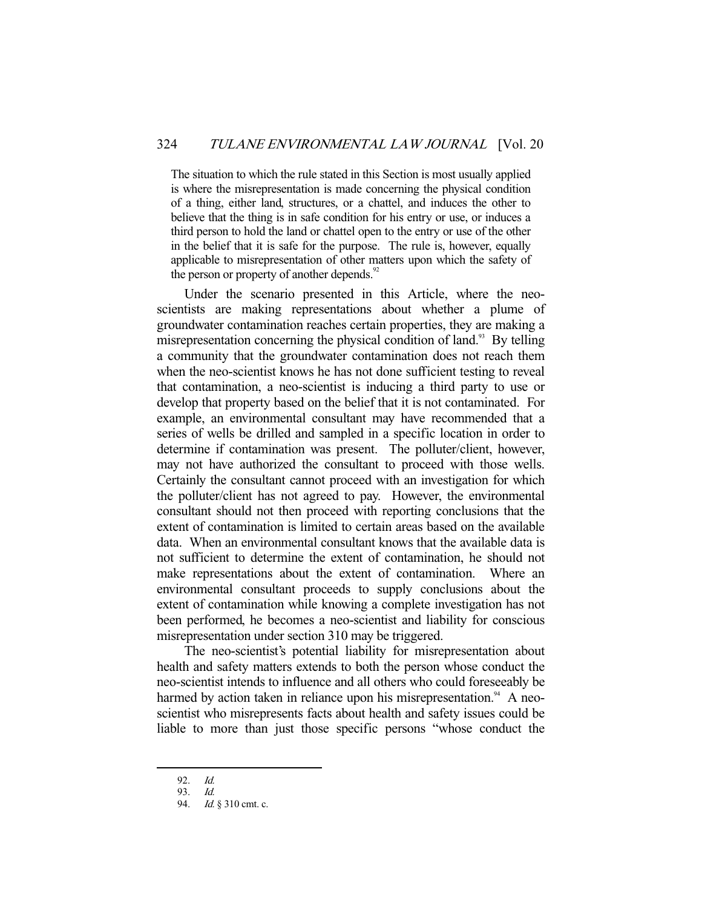> The situation to which the rule stated in this Section is most usually applied is where the misrepresentation is made concerning the physical condition of a thing, either land, structures, or a chattel, and induces the other to believe that the thing is in safe condition for his entry or use, or induces a third person to hold the land or chattel open to the entry or use of the other in the belief that it is safe for the purpose. The rule is, however, equally applicable to misrepresentation of other matters upon which the safety of the person or property of another depends.[92]

Under the scenario presented in this Article, where the neo-scientists are making representations about whether a plume of groundwater contamination reaches certain properties, they are making a misrepresentation concerning the physical condition of land.[93] By telling a community that the groundwater contamination does not reach them when the neo-scientist knows he has not done sufficient testing to reveal that contamination, a neo-scientist is inducing a third party to use or develop that property based on the belief that it is not contaminated. For example, an environmental consultant may have recommended that a series of wells be drilled and sampled in a specific location in order to determine if contamination was present. The polluter/client, however, may not have authorized the consultant to proceed with those wells. Certainly the consultant cannot proceed with an investigation for which the polluter/client has not agreed to pay. However, the environmental consultant should not then proceed with reporting conclusions that the extent of contamination is limited to certain areas based on the available data. When an environmental consultant knows that the available data is not sufficient to determine the extent of contamination, he should not make representations about the extent of contamination. Where an environmental consultant proceeds to supply conclusions about the extent of contamination while knowing a complete investigation has not been performed, he becomes a neo-scientist and liability for conscious misrepresentation under section 310 may be triggered.

The neo-scientist's potential liability for misrepresentation about health and safety matters extends to both the person whose conduct the neo-scientist intends to influence and all others who could foreseeably be harmed by action taken in reliance upon his misrepresentation.[94] A neo-scientist who misrepresents facts about health and safety issues could be liable to more than just those specific persons "whose conduct the

---

92. *Id.*

93. *Id.*

94. *Id.* § 310 cmt. c.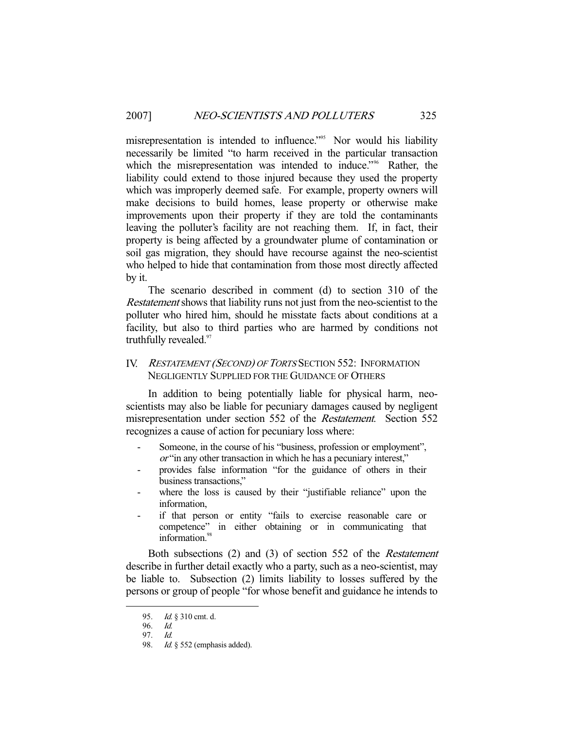misrepresentation is intended to influence."[95] Nor would his liability necessarily be limited "to harm received in the particular transaction which the misrepresentation was intended to induce."[96] Rather, the liability could extend to those injured because they used the property which was improperly deemed safe. For example, property owners will make decisions to build homes, lease property or otherwise make improvements upon their property if they are told the contaminants leaving the polluter's facility are not reaching them. If, in fact, their property is being affected by a groundwater plume of contamination or soil gas migration, they should have recourse against the neo-scientist who helped to hide that contamination from those most directly affected by it.

The scenario described in comment (d) to section 310 of the *Restatement* shows that liability runs not just from the neo-scientist to the polluter who hired him, should he misstate facts about conditions at a facility, but also to third parties who are harmed by conditions not truthfully revealed.[97]

## IV. *RESTATEMENT (SECOND) OF TORTS* SECTION 552: INFORMATION NEGLIGENTLY SUPPLIED FOR THE GUIDANCE OF OTHERS

In addition to being potentially liable for physical harm, neo-scientists may also be liable for pecuniary damages caused by negligent misrepresentation under section 552 of the *Restatement*. Section 552 recognizes a cause of action for pecuniary loss where:

- Someone, in the course of his "business, profession or employment", *or* "in any other transaction in which he has a pecuniary interest,"
- provides false information "for the guidance of others in their business transactions,"
- where the loss is caused by their "justifiable reliance" upon the information,
- if that person or entity "fails to exercise reasonable care or competence" in either obtaining or in communicating that information.[98]

Both subsections (2) and (3) of section 552 of the *Restatement* describe in further detail exactly who a party, such as a neo-scientist, may be liable to. Subsection (2) limits liability to losses suffered by the persons or group of people "for whose benefit and guidance he intends to

95. *Id.* § 310 cmt. d.
96. *Id.*
97. *Id.*
98. *Id.* § 552 (emphasis added).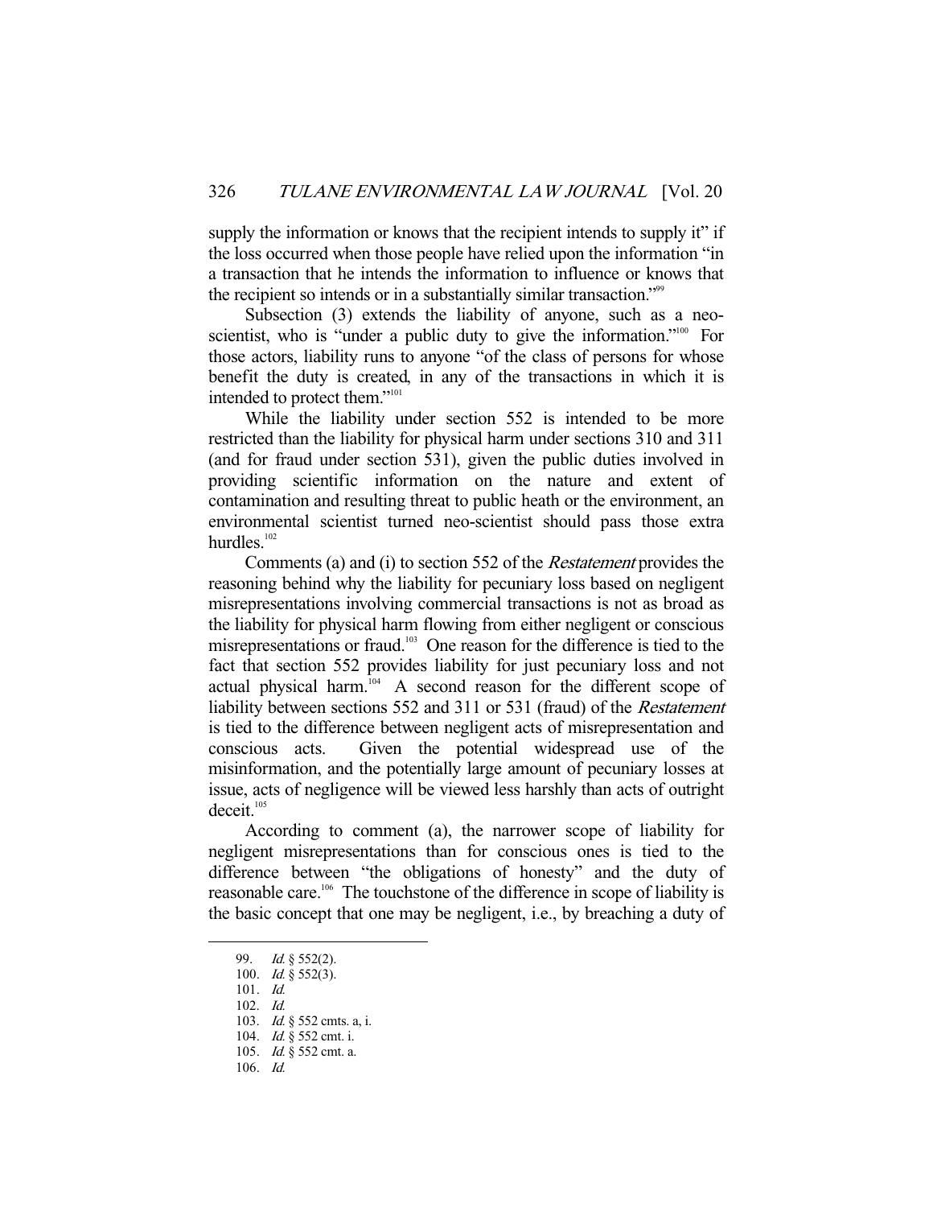supply the information or knows that the recipient intends to supply it" if the loss occurred when those people have relied upon the information "in a transaction that he intends the information to influence or knows that the recipient so intends or in a substantially similar transaction."[99]

Subsection (3) extends the liability of anyone, such as a neo-scientist, who is "under a public duty to give the information."[100] For those actors, liability runs to anyone "of the class of persons for whose benefit the duty is created, in any of the transactions in which it is intended to protect them."[101]

While the liability under section 552 is intended to be more restricted than the liability for physical harm under sections 310 and 311 (and for fraud under section 531), given the public duties involved in providing scientific information on the nature and extent of contamination and resulting threat to public heath or the environment, an environmental scientist turned neo-scientist should pass those extra hurdles.[102]

Comments (a) and (i) to section 552 of the *Restatement* provides the reasoning behind why the liability for pecuniary loss based on negligent misrepresentations involving commercial transactions is not as broad as the liability for physical harm flowing from either negligent or conscious misrepresentations or fraud.[103] One reason for the difference is tied to the fact that section 552 provides liability for just pecuniary loss and not actual physical harm.[104] A second reason for the different scope of liability between sections 552 and 311 or 531 (fraud) of the *Restatement* is tied to the difference between negligent acts of misrepresentation and conscious acts. Given the potential widespread use of the misinformation, and the potentially large amount of pecuniary losses at issue, acts of negligence will be viewed less harshly than acts of outright deceit.[105]

According to comment (a), the narrower scope of liability for negligent misrepresentations than for conscious ones is tied to the difference between "the obligations of honesty" and the duty of reasonable care.[106] The touchstone of the difference in scope of liability is the basic concept that one may be negligent, i.e., by breaching a duty of

---

99. *Id.* § 552(2).
100. *Id.* § 552(3).
101. *Id.*
102. *Id.*
103. *Id.* § 552 cmts. a, i.
104. *Id.* § 552 cmt. i.
105. *Id.* § 552 cmt. a.
106. *Id.*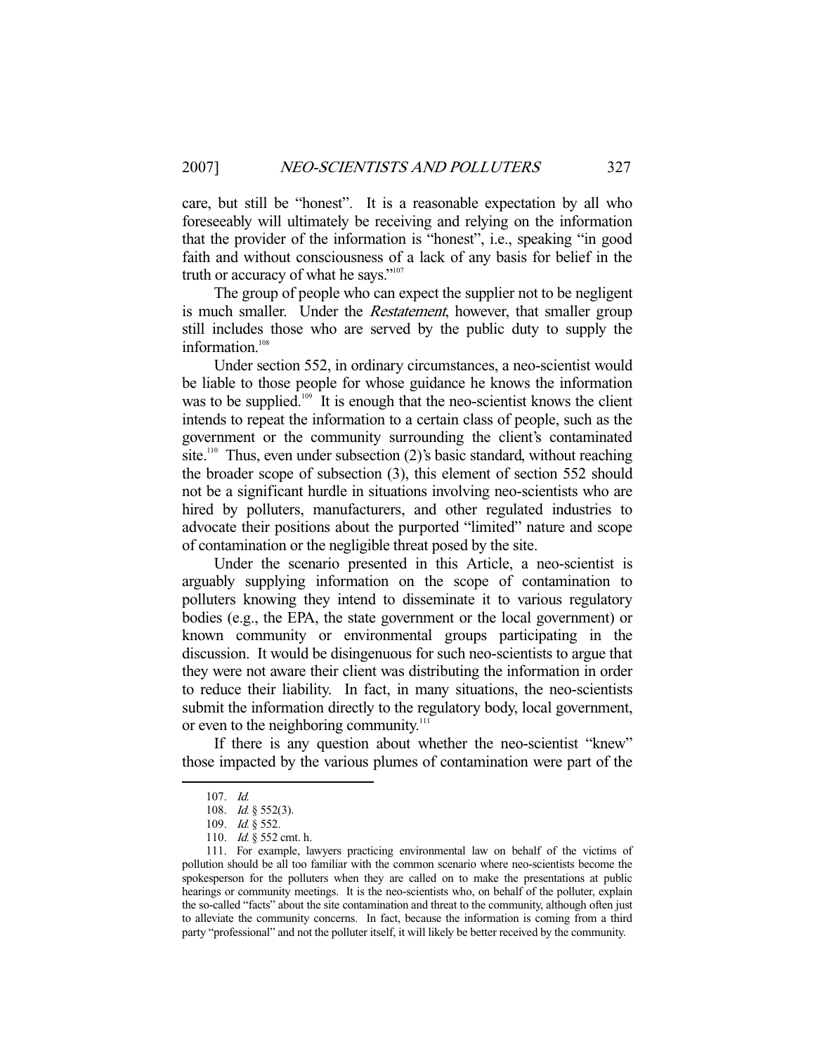care, but still be "honest". It is a reasonable expectation by all who foreseeably will ultimately be receiving and relying on the information that the provider of the information is "honest", i.e., speaking "in good faith and without consciousness of a lack of any basis for belief in the truth or accuracy of what he says."[107]

The group of people who can expect the supplier not to be negligent is much smaller. Under the *Restatement*, however, that smaller group still includes those who are served by the public duty to supply the information.[108]

Under section 552, in ordinary circumstances, a neo-scientist would be liable to those people for whose guidance he knows the information was to be supplied.[109] It is enough that the neo-scientist knows the client intends to repeat the information to a certain class of people, such as the government or the community surrounding the client's contaminated site.[110] Thus, even under subsection (2)'s basic standard, without reaching the broader scope of subsection (3), this element of section 552 should not be a significant hurdle in situations involving neo-scientists who are hired by polluters, manufacturers, and other regulated industries to advocate their positions about the purported "limited" nature and scope of contamination or the negligible threat posed by the site.

Under the scenario presented in this Article, a neo-scientist is arguably supplying information on the scope of contamination to polluters knowing they intend to disseminate it to various regulatory bodies (e.g., the EPA, the state government or the local government) or known community or environmental groups participating in the discussion. It would be disingenuous for such neo-scientists to argue that they were not aware their client was distributing the information in order to reduce their liability. In fact, in many situations, the neo-scientists submit the information directly to the regulatory body, local government, or even to the neighboring community.[111]

If there is any question about whether the neo-scientist "knew" those impacted by the various plumes of contamination were part of the

---

107. *Id.*

108. *Id.* § 552(3).

109. *Id.* § 552.

110. *Id.* § 552 cmt. h.

111. For example, lawyers practicing environmental law on behalf of the victims of pollution should be all too familiar with the common scenario where neo-scientists become the spokesperson for the polluters when they are called on to make the presentations at public hearings or community meetings. It is the neo-scientists who, on behalf of the polluter, explain the so-called "facts" about the site contamination and threat to the community, although often just to alleviate the community concerns. In fact, because the information is coming from a third party "professional" and not the polluter itself, it will likely be better received by the community.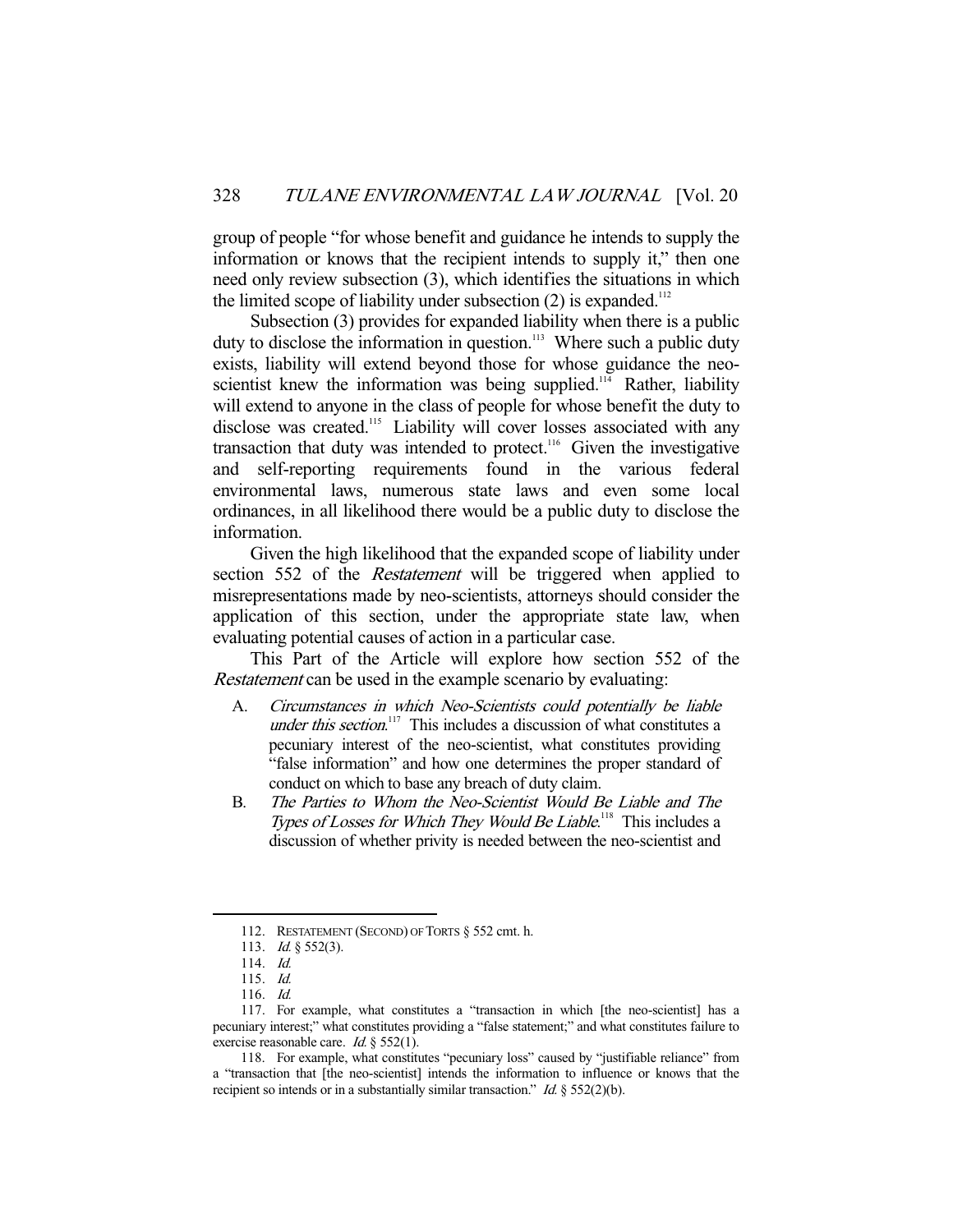group of people "for whose benefit and guidance he intends to supply the information or knows that the recipient intends to supply it," then one need only review subsection (3), which identifies the situations in which the limited scope of liability under subsection (2) is expanded.[112]

Subsection (3) provides for expanded liability when there is a public duty to disclose the information in question.[113] Where such a public duty exists, liability will extend beyond those for whose guidance the neo-scientist knew the information was being supplied.[114] Rather, liability will extend to anyone in the class of people for whose benefit the duty to disclose was created.[115] Liability will cover losses associated with any transaction that duty was intended to protect.[116] Given the investigative and self-reporting requirements found in the various federal environmental laws, numerous state laws and even some local ordinances, in all likelihood there would be a public duty to disclose the information.

Given the high likelihood that the expanded scope of liability under section 552 of the *Restatement* will be triggered when applied to misrepresentations made by neo-scientists, attorneys should consider the application of this section, under the appropriate state law, when evaluating potential causes of action in a particular case.

This Part of the Article will explore how section 552 of the *Restatement* can be used in the example scenario by evaluating:

A. *Circumstances in which Neo-Scientists could potentially be liable under this section*.[117] This includes a discussion of what constitutes a pecuniary interest of the neo-scientist, what constitutes providing "false information" and how one determines the proper standard of conduct on which to base any breach of duty claim.

B. *The Parties to Whom the Neo-Scientist Would Be Liable and The Types of Losses for Which They Would Be Liable*.[118] This includes a discussion of whether privity is needed between the neo-scientist and

---

112. RESTATEMENT (SECOND) OF TORTS § 552 cmt. h.

113. *Id.* § 552(3).

114. *Id.*

115. *Id.*

116. *Id.*

117. For example, what constitutes a "transaction in which [the neo-scientist] has a pecuniary interest;" what constitutes providing a "false statement;" and what constitutes failure to exercise reasonable care. *Id.* § 552(1).

118. For example, what constitutes "pecuniary loss" caused by "justifiable reliance" from a "transaction that [the neo-scientist] intends the information to influence or knows that the recipient so intends or in a substantially similar transaction." *Id.* § 552(2)(b).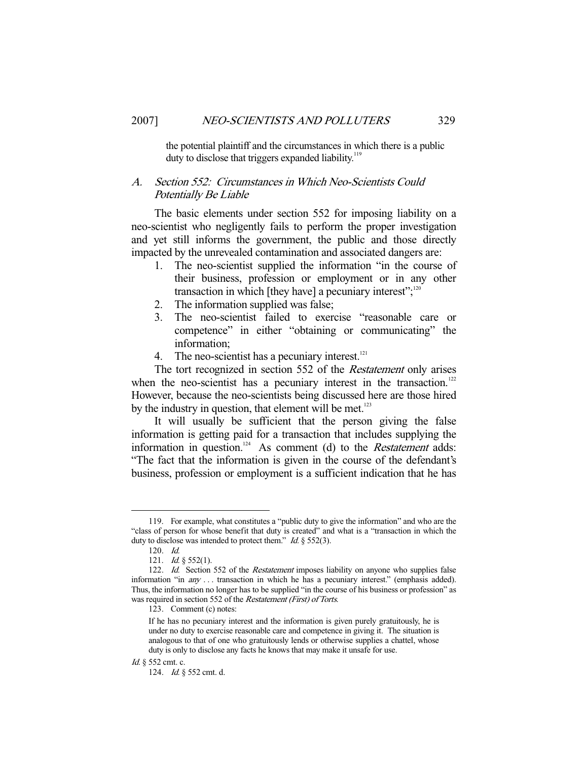the potential plaintiff and the circumstances in which there is a public duty to disclose that triggers expanded liability.[119]

### A. *Section 552: Circumstances in Which Neo-Scientists Could Potentially Be Liable*

The basic elements under section 552 for imposing liability on a neo-scientist who negligently fails to perform the proper investigation and yet still informs the government, the public and those directly impacted by the unrevealed contamination and associated dangers are:

1. The neo-scientist supplied the information "in the course of their business, profession or employment or in any other transaction in which [they have] a pecuniary interest";[120]
2. The information supplied was false;
3. The neo-scientist failed to exercise "reasonable care or competence" in either "obtaining or communicating" the information;
4. The neo-scientist has a pecuniary interest.[121]

The tort recognized in section 552 of the *Restatement* only arises when the neo-scientist has a pecuniary interest in the transaction.[122] However, because the neo-scientists being discussed here are those hired by the industry in question, that element will be met.[123]

It will usually be sufficient that the person giving the false information is getting paid for a transaction that includes supplying the information in question.[124] As comment (d) to the *Restatement* adds: "The fact that the information is given in the course of the defendant's business, profession or employment is a sufficient indication that he has

---

119. For example, what constitutes a "public duty to give the information" and who are the "class of person for whose benefit that duty is created" and what is a "transaction in which the duty to disclose was intended to protect them." *Id.* § 552(3).

120. *Id.*

121. *Id.* § 552(1).

122. *Id.* Section 552 of the *Restatement* imposes liability on anyone who supplies false information "in *any* . . . transaction in which he has a pecuniary interest." (emphasis added). Thus, the information no longer has to be supplied "in the course of his business or profession" as was required in section 552 of the *Restatement (First) of Torts*.

123. Comment (c) notes:

> If he has no pecuniary interest and the information is given purely gratuitously, he is under no duty to exercise reasonable care and competence in giving it. The situation is analogous to that of one who gratuitously lends or otherwise supplies a chattel, whose duty is only to disclose any facts he knows that may make it unsafe for use.

*Id.* § 552 cmt. c.

124. *Id.* § 552 cmt. d.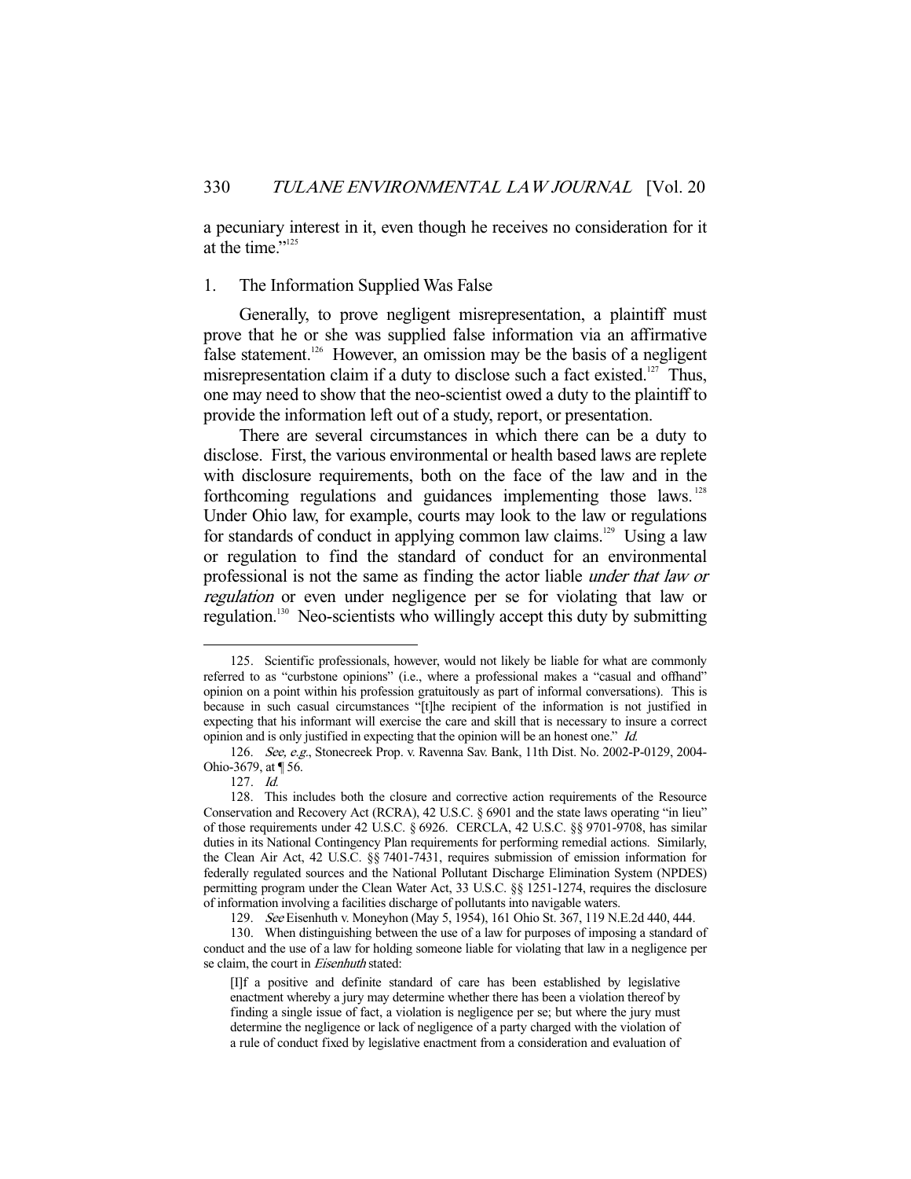a pecuniary interest in it, even though he receives no consideration for it at the time."[125]

### 1. The Information Supplied Was False

Generally, to prove negligent misrepresentation, a plaintiff must prove that he or she was supplied false information via an affirmative false statement.[126] However, an omission may be the basis of a negligent misrepresentation claim if a duty to disclose such a fact existed.[127] Thus, one may need to show that the neo-scientist owed a duty to the plaintiff to provide the information left out of a study, report, or presentation.

There are several circumstances in which there can be a duty to disclose. First, the various environmental or health based laws are replete with disclosure requirements, both on the face of the law and in the forthcoming regulations and guidances implementing those laws.[128] Under Ohio law, for example, courts may look to the law or regulations for standards of conduct in applying common law claims.[129] Using a law or regulation to find the standard of conduct for an environmental professional is not the same as finding the actor liable *under that law or regulation* or even under negligence per se for violating that law or regulation.[130] Neo-scientists who willingly accept this duty by submitting

---

125. Scientific professionals, however, would not likely be liable for what are commonly referred to as "curbstone opinions" (i.e., where a professional makes a "casual and offhand" opinion on a point within his profession gratuitously as part of informal conversations). This is because in such casual circumstances "[t]he recipient of the information is not justified in expecting that his informant will exercise the care and skill that is necessary to insure a correct opinion and is only justified in expecting that the opinion will be an honest one." *Id.*

126. *See, e.g.*, Stonecreek Prop. v. Ravenna Sav. Bank, 11th Dist. No. 2002-P-0129, 2004-Ohio-3679, at ¶ 56.

127. *Id.*

128. This includes both the closure and corrective action requirements of the Resource Conservation and Recovery Act (RCRA), 42 U.S.C. § 6901 and the state laws operating "in lieu" of those requirements under 42 U.S.C. § 6926. CERCLA, 42 U.S.C. §§ 9701-9708, has similar duties in its National Contingency Plan requirements for performing remedial actions. Similarly, the Clean Air Act, 42 U.S.C. §§ 7401-7431, requires submission of emission information for federally regulated sources and the National Pollutant Discharge Elimination System (NPDES) permitting program under the Clean Water Act, 33 U.S.C. §§ 1251-1274, requires the disclosure of information involving a facilities discharge of pollutants into navigable waters.

129. *See* Eisenhuth v. Moneyhon (May 5, 1954), 161 Ohio St. 367, 119 N.E.2d 440, 444.

130. When distinguishing between the use of a law for purposes of imposing a standard of conduct and the use of a law for holding someone liable for violating that law in a negligence per se claim, the court in *Eisenhuth* stated:

> [I]f a positive and definite standard of care has been established by legislative enactment whereby a jury may determine whether there has been a violation thereof by finding a single issue of fact, a violation is negligence per se; but where the jury must determine the negligence or lack of negligence of a party charged with the violation of a rule of conduct fixed by legislative enactment from a consideration and evaluation of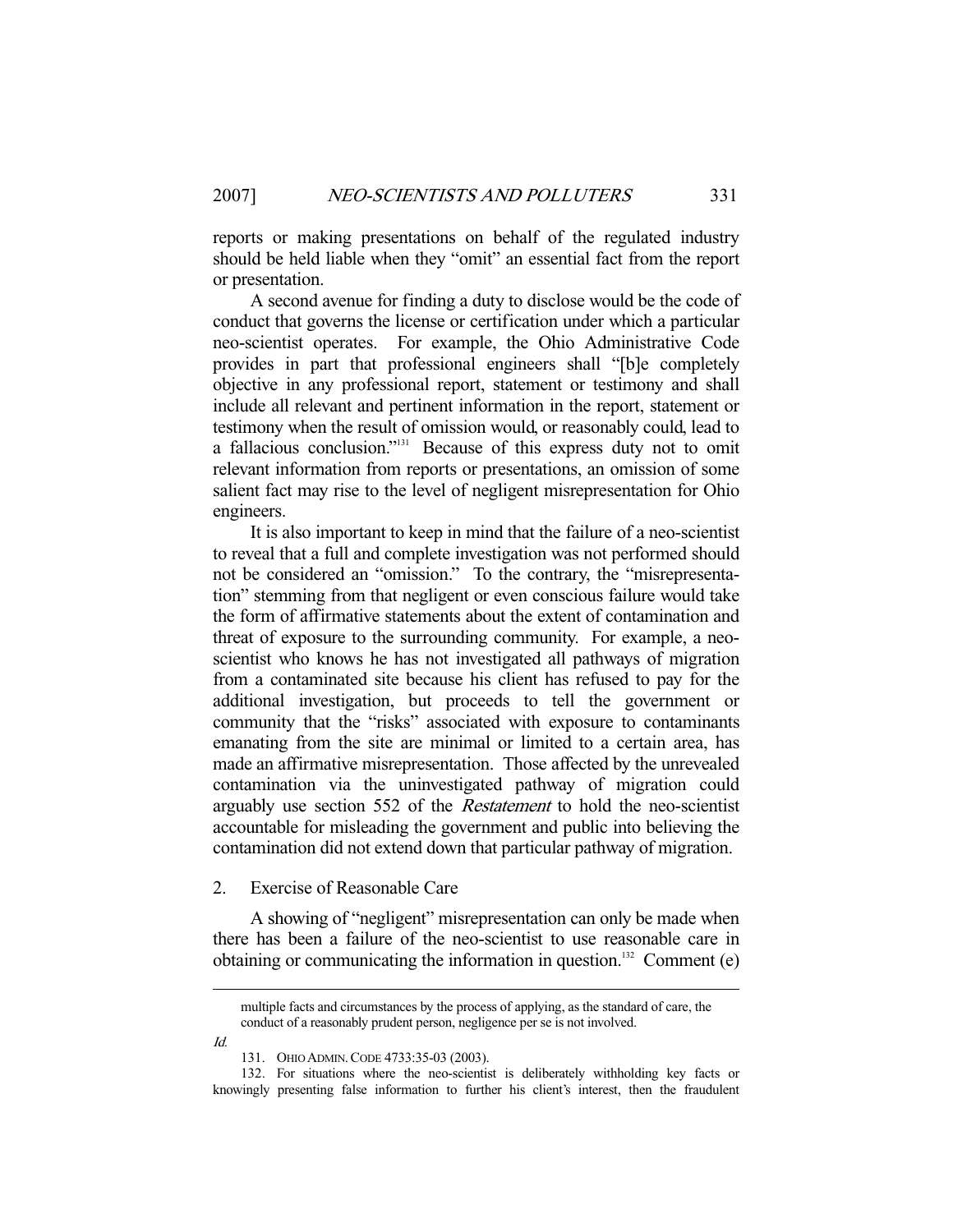reports or making presentations on behalf of the regulated industry should be held liable when they "omit" an essential fact from the report or presentation.

A second avenue for finding a duty to disclose would be the code of conduct that governs the license or certification under which a particular neo-scientist operates. For example, the Ohio Administrative Code provides in part that professional engineers shall "[b]e completely objective in any professional report, statement or testimony and shall include all relevant and pertinent information in the report, statement or testimony when the result of omission would, or reasonably could, lead to a fallacious conclusion."[131] Because of this express duty not to omit relevant information from reports or presentations, an omission of some salient fact may rise to the level of negligent misrepresentation for Ohio engineers.

It is also important to keep in mind that the failure of a neo-scientist to reveal that a full and complete investigation was not performed should not be considered an "omission." To the contrary, the "misrepresentation" stemming from that negligent or even conscious failure would take the form of affirmative statements about the extent of contamination and threat of exposure to the surrounding community. For example, a neo-scientist who knows he has not investigated all pathways of migration from a contaminated site because his client has refused to pay for the additional investigation, but proceeds to tell the government or community that the "risks" associated with exposure to contaminants emanating from the site are minimal or limited to a certain area, has made an affirmative misrepresentation. Those affected by the unrevealed contamination via the uninvestigated pathway of migration could arguably use section 552 of the *Restatement* to hold the neo-scientist accountable for misleading the government and public into believing the contamination did not extend down that particular pathway of migration.

### 2. Exercise of Reasonable Care

A showing of "negligent" misrepresentation can only be made when there has been a failure of the neo-scientist to use reasonable care in obtaining or communicating the information in question.[132] Comment (e)

---

multiple facts and circumstances by the process of applying, as the standard of care, the conduct of a reasonably prudent person, negligence per se is not involved.

*Id.*

131. OHIO ADMIN. CODE 4733:35-03 (2003).

132. For situations where the neo-scientist is deliberately withholding key facts or knowingly presenting false information to further his client's interest, then the fraudulent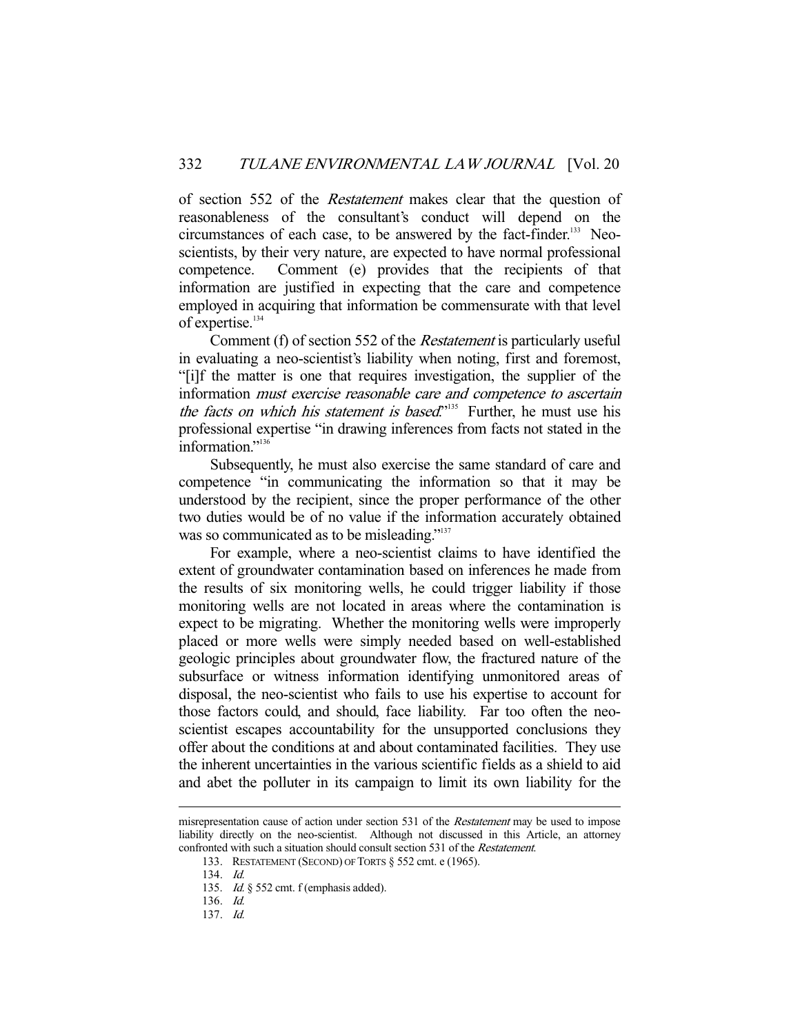of section 552 of the *Restatement* makes clear that the question of reasonableness of the consultant's conduct will depend on the circumstances of each case, to be answered by the fact-finder.[133] Neo-scientists, by their very nature, are expected to have normal professional competence. Comment (e) provides that the recipients of that information are justified in expecting that the care and competence employed in acquiring that information be commensurate with that level of expertise.[134]

Comment (f) of section 552 of the *Restatement* is particularly useful in evaluating a neo-scientist's liability when noting, first and foremost, "[i]f the matter is one that requires investigation, the supplier of the information *must exercise reasonable care and competence to ascertain the facts on which his statement is based*."[135] Further, he must use his professional expertise "in drawing inferences from facts not stated in the information."[136]

Subsequently, he must also exercise the same standard of care and competence "in communicating the information so that it may be understood by the recipient, since the proper performance of the other two duties would be of no value if the information accurately obtained was so communicated as to be misleading."[137]

For example, where a neo-scientist claims to have identified the extent of groundwater contamination based on inferences he made from the results of six monitoring wells, he could trigger liability if those monitoring wells are not located in areas where the contamination is expect to be migrating. Whether the monitoring wells were improperly placed or more wells were simply needed based on well-established geologic principles about groundwater flow, the fractured nature of the subsurface or witness information identifying unmonitored areas of disposal, the neo-scientist who fails to use his expertise to account for those factors could, and should, face liability. Far too often the neo-scientist escapes accountability for the unsupported conclusions they offer about the conditions at and about contaminated facilities. They use the inherent uncertainties in the various scientific fields as a shield to aid and abet the polluter in its campaign to limit its own liability for the

---

misrepresentation cause of action under section 531 of the *Restatement* may be used to impose liability directly on the neo-scientist. Although not discussed in this Article, an attorney confronted with such a situation should consult section 531 of the *Restatement*.

133. RESTATEMENT (SECOND) OF TORTS § 552 cmt. e (1965).

134. *Id.*

135. *Id.* § 552 cmt. f (emphasis added).

136. *Id.*

137. *Id.*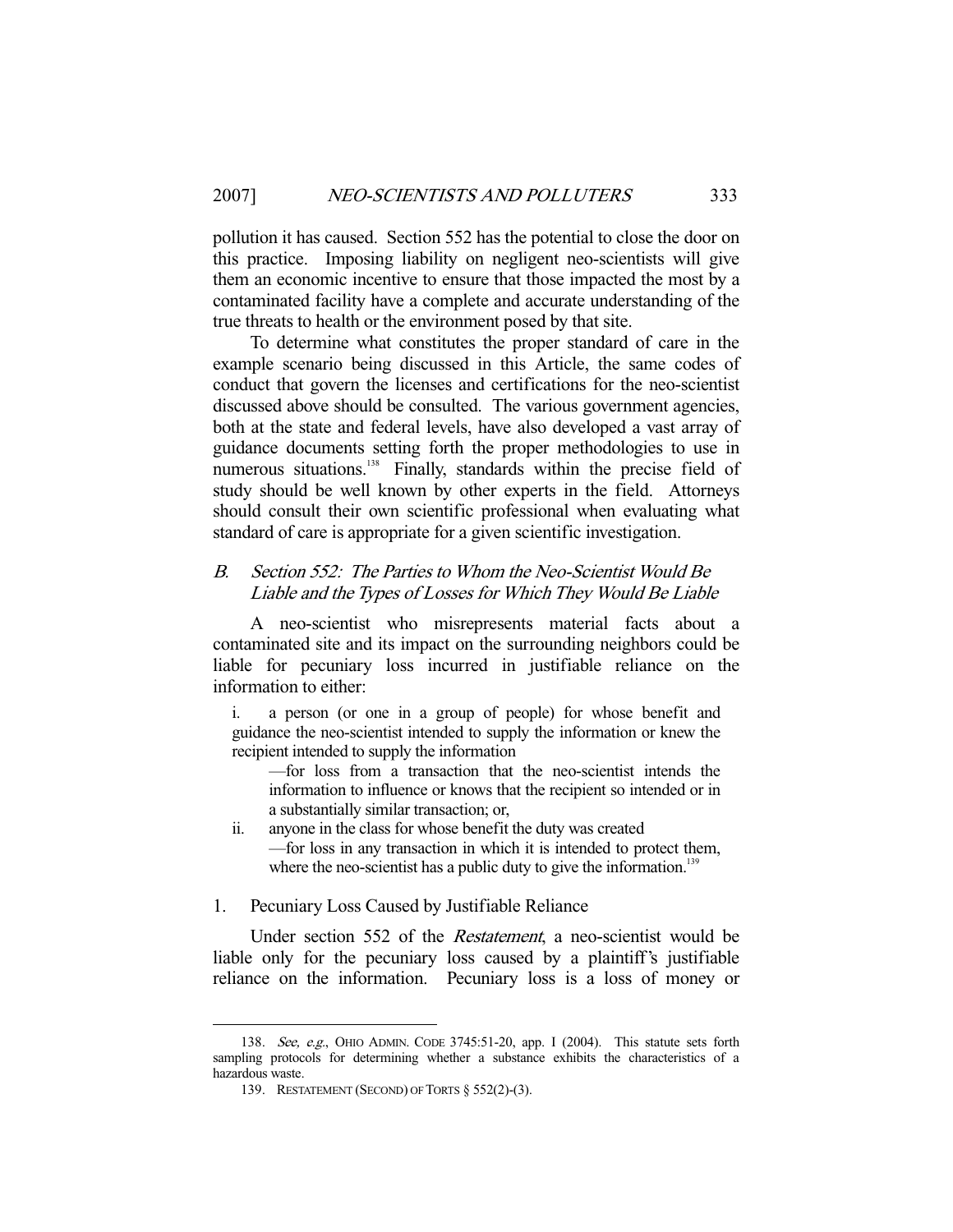pollution it has caused. Section 552 has the potential to close the door on this practice. Imposing liability on negligent neo-scientists will give them an economic incentive to ensure that those impacted the most by a contaminated facility have a complete and accurate understanding of the true threats to health or the environment posed by that site.

To determine what constitutes the proper standard of care in the example scenario being discussed in this Article, the same codes of conduct that govern the licenses and certifications for the neo-scientist discussed above should be consulted. The various government agencies, both at the state and federal levels, have also developed a vast array of guidance documents setting forth the proper methodologies to use in numerous situations.[138] Finally, standards within the precise field of study should be well known by other experts in the field. Attorneys should consult their own scientific professional when evaluating what standard of care is appropriate for a given scientific investigation.

### B. *Section 552: The Parties to Whom the Neo-Scientist Would Be Liable and the Types of Losses for Which They Would Be Liable*

A neo-scientist who misrepresents material facts about a contaminated site and its impact on the surrounding neighbors could be liable for pecuniary loss incurred in justifiable reliance on the information to either:

i. a person (or one in a group of people) for whose benefit and guidance the neo-scientist intended to supply the information or knew the recipient intended to supply the information
   —for loss from a transaction that the neo-scientist intends the information to influence or knows that the recipient so intended or in a substantially similar transaction; or,

ii. anyone in the class for whose benefit the duty was created
   —for loss in any transaction in which it is intended to protect them, where the neo-scientist has a public duty to give the information.[139]

#### 1. Pecuniary Loss Caused by Justifiable Reliance

Under section 552 of the *Restatement*, a neo-scientist would be liable only for the pecuniary loss caused by a plaintiff's justifiable reliance on the information. Pecuniary loss is a loss of money or

---

138. *See, e.g.*, OHIO ADMIN. CODE 3745:51-20, app. I (2004). This statute sets forth sampling protocols for determining whether a substance exhibits the characteristics of a hazardous waste.

139. RESTATEMENT (SECOND) OF TORTS § 552(2)-(3).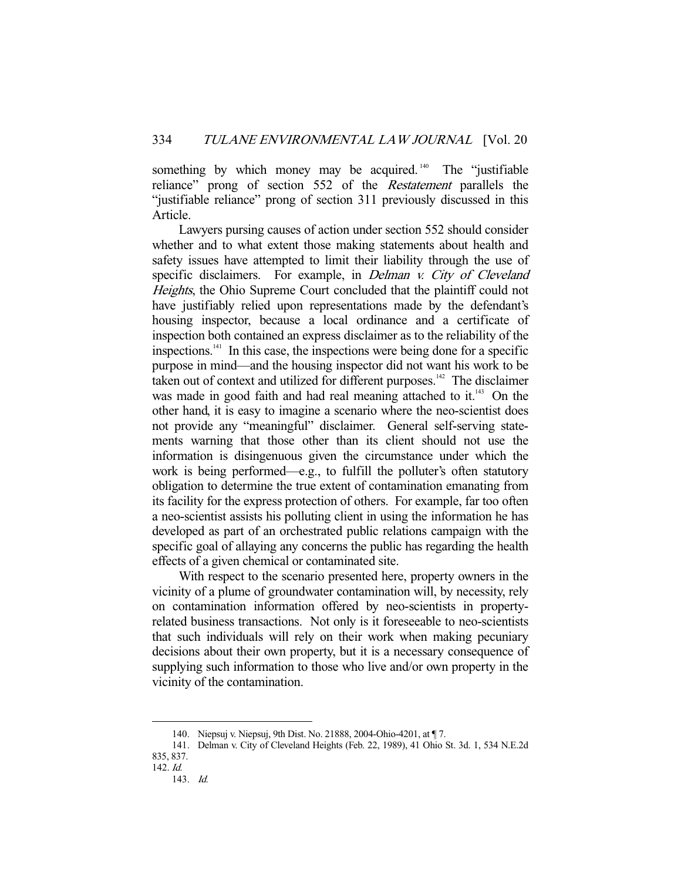something by which money may be acquired.[140] The "justifiable reliance" prong of section 552 of the *Restatement* parallels the "justifiable reliance" prong of section 311 previously discussed in this Article.

Lawyers pursing causes of action under section 552 should consider whether and to what extent those making statements about health and safety issues have attempted to limit their liability through the use of specific disclaimers. For example, in *Delman v. City of Cleveland Heights*, the Ohio Supreme Court concluded that the plaintiff could not have justifiably relied upon representations made by the defendant's housing inspector, because a local ordinance and a certificate of inspection both contained an express disclaimer as to the reliability of the inspections.[141] In this case, the inspections were being done for a specific purpose in mind—and the housing inspector did not want his work to be taken out of context and utilized for different purposes.[142] The disclaimer was made in good faith and had real meaning attached to it.[143] On the other hand, it is easy to imagine a scenario where the neo-scientist does not provide any "meaningful" disclaimer. General self-serving statements warning that those other than its client should not use the information is disingenuous given the circumstance under which the work is being performed—e.g., to fulfill the polluter's often statutory obligation to determine the true extent of contamination emanating from its facility for the express protection of others. For example, far too often a neo-scientist assists his polluting client in using the information he has developed as part of an orchestrated public relations campaign with the specific goal of allaying any concerns the public has regarding the health effects of a given chemical or contaminated site.

With respect to the scenario presented here, property owners in the vicinity of a plume of groundwater contamination will, by necessity, rely on contamination information offered by neo-scientists in property-related business transactions. Not only is it foreseeable to neo-scientists that such individuals will rely on their work when making pecuniary decisions about their own property, but it is a necessary consequence of supplying such information to those who live and/or own property in the vicinity of the contamination.

---

140. Niepsuj v. Niepsuj, 9th Dist. No. 21888, 2004-Ohio-4201, at ¶ 7.

141. Delman v. City of Cleveland Heights (Feb. 22, 1989), 41 Ohio St. 3d. 1, 534 N.E.2d 835, 837.

142. *Id.*

143. *Id.*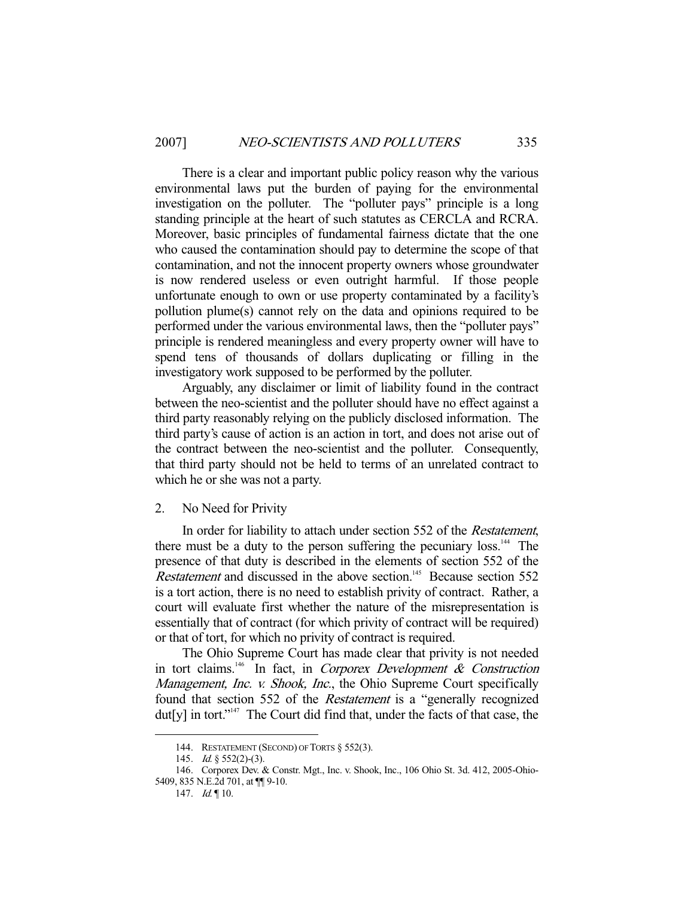There is a clear and important public policy reason why the various environmental laws put the burden of paying for the environmental investigation on the polluter. The "polluter pays" principle is a long standing principle at the heart of such statutes as CERCLA and RCRA. Moreover, basic principles of fundamental fairness dictate that the one who caused the contamination should pay to determine the scope of that contamination, and not the innocent property owners whose groundwater is now rendered useless or even outright harmful. If those people unfortunate enough to own or use property contaminated by a facility's pollution plume(s) cannot rely on the data and opinions required to be performed under the various environmental laws, then the "polluter pays" principle is rendered meaningless and every property owner will have to spend tens of thousands of dollars duplicating or filling in the investigatory work supposed to be performed by the polluter.

Arguably, any disclaimer or limit of liability found in the contract between the neo-scientist and the polluter should have no effect against a third party reasonably relying on the publicly disclosed information. The third party's cause of action is an action in tort, and does not arise out of the contract between the neo-scientist and the polluter. Consequently, that third party should not be held to terms of an unrelated contract to which he or she was not a party.

### 2. No Need for Privity

In order for liability to attach under section 552 of the *Restatement*, there must be a duty to the person suffering the pecuniary loss.[144] The presence of that duty is described in the elements of section 552 of the *Restatement* and discussed in the above section.[145] Because section 552 is a tort action, there is no need to establish privity of contract. Rather, a court will evaluate first whether the nature of the misrepresentation is essentially that of contract (for which privity of contract will be required) or that of tort, for which no privity of contract is required.

The Ohio Supreme Court has made clear that privity is not needed in tort claims.[146] In fact, in *Corporex Development & Construction Management, Inc. v. Shook, Inc.*, the Ohio Supreme Court specifically found that section 552 of the *Restatement* is a "generally recognized dut[y] in tort."[147] The Court did find that, under the facts of that case, the

---

144. RESTATEMENT (SECOND) OF TORTS § 552(3).

145. *Id.* § 552(2)-(3).

146. Corporex Dev. & Constr. Mgt., Inc. v. Shook, Inc., 106 Ohio St. 3d. 412, 2005-Ohio-5409, 835 N.E.2d 701, at ¶¶ 9-10.

147. *Id.* ¶ 10.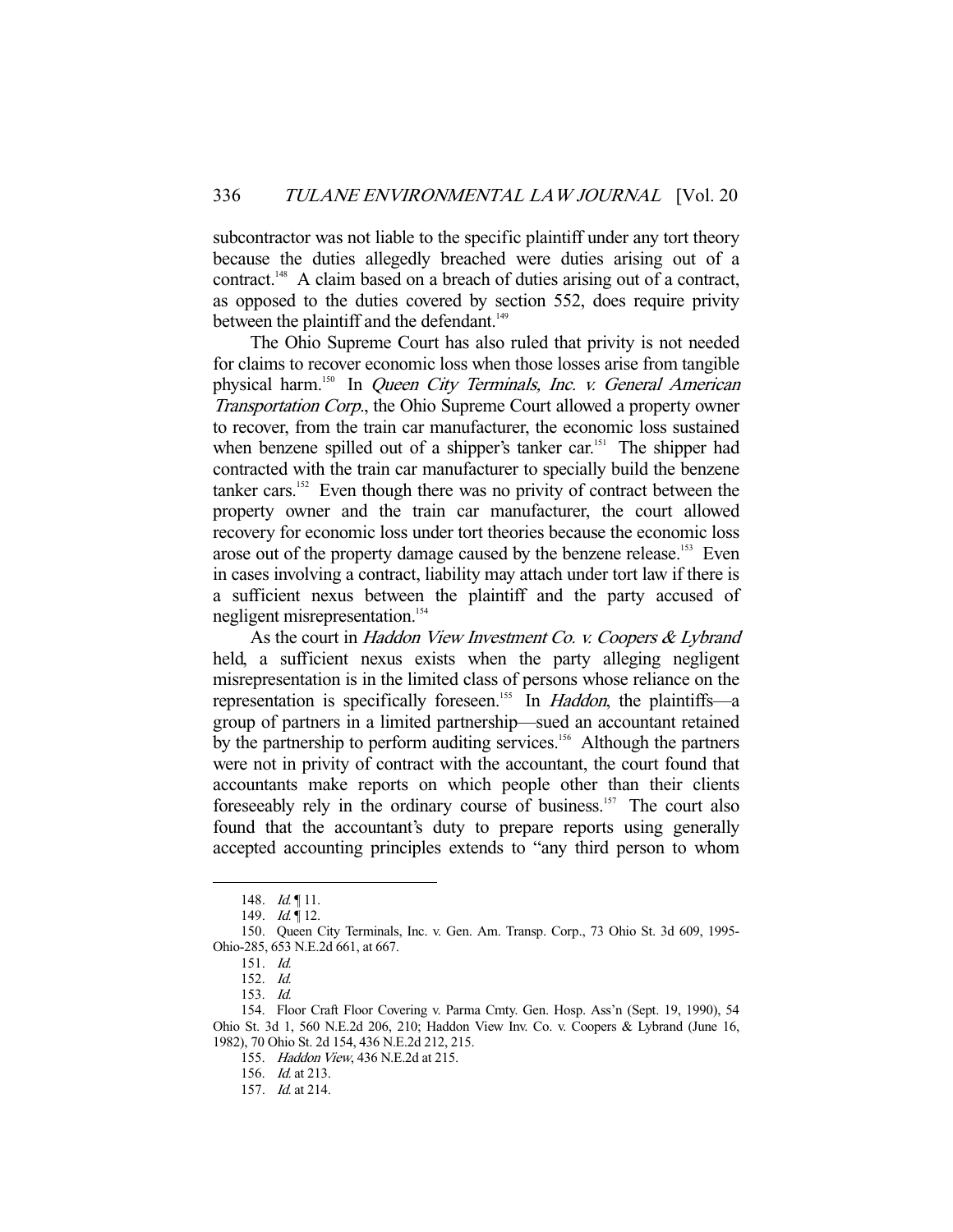subcontractor was not liable to the specific plaintiff under any tort theory because the duties allegedly breached were duties arising out of a contract.[148] A claim based on a breach of duties arising out of a contract, as opposed to the duties covered by section 552, does require privity between the plaintiff and the defendant.[149]

The Ohio Supreme Court has also ruled that privity is not needed for claims to recover economic loss when those losses arise from tangible physical harm.[150] In *Queen City Terminals, Inc. v. General American Transportation Corp.*, the Ohio Supreme Court allowed a property owner to recover, from the train car manufacturer, the economic loss sustained when benzene spilled out of a shipper's tanker car.[151] The shipper had contracted with the train car manufacturer to specially build the benzene tanker cars.[152] Even though there was no privity of contract between the property owner and the train car manufacturer, the court allowed recovery for economic loss under tort theories because the economic loss arose out of the property damage caused by the benzene release.[153] Even in cases involving a contract, liability may attach under tort law if there is a sufficient nexus between the plaintiff and the party accused of negligent misrepresentation.[154]

As the court in *Haddon View Investment Co. v. Coopers & Lybrand* held, a sufficient nexus exists when the party alleging negligent misrepresentation is in the limited class of persons whose reliance on the representation is specifically foreseen.[155] In *Haddon*, the plaintiffs—a group of partners in a limited partnership—sued an accountant retained by the partnership to perform auditing services.[156] Although the partners were not in privity of contract with the accountant, the court found that accountants make reports on which people other than their clients foreseeably rely in the ordinary course of business.[157] The court also found that the accountant's duty to prepare reports using generally accepted accounting principles extends to "any third person to whom

---

148. *Id.* ¶ 11.

149. *Id.* ¶ 12.

150. Queen City Terminals, Inc. v. Gen. Am. Transp. Corp., 73 Ohio St. 3d 609, 1995-Ohio-285, 653 N.E.2d 661, at 667.

151. *Id.*

152. *Id.*

153. *Id.*

154. Floor Craft Floor Covering v. Parma Cmty. Gen. Hosp. Ass'n (Sept. 19, 1990), 54 Ohio St. 3d 1, 560 N.E.2d 206, 210; Haddon View Inv. Co. v. Coopers & Lybrand (June 16, 1982), 70 Ohio St. 2d 154, 436 N.E.2d 212, 215.

155. *Haddon View*, 436 N.E.2d at 215.

156. *Id.* at 213.

157. *Id.* at 214.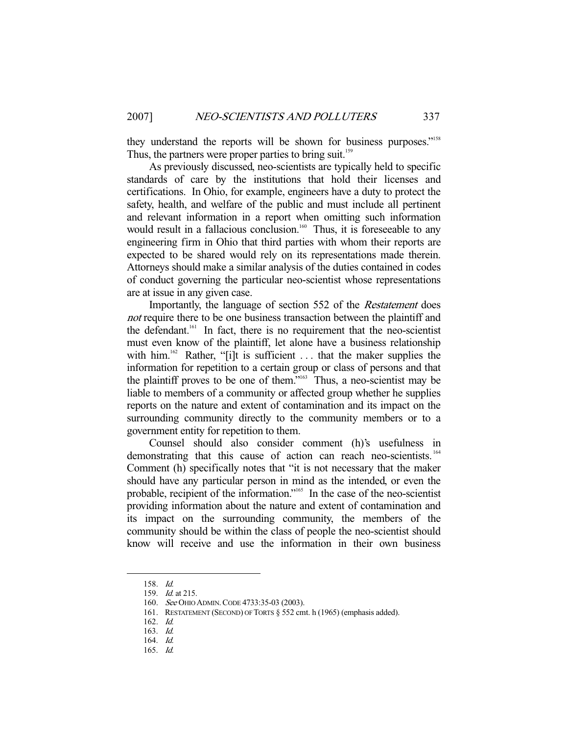they understand the reports will be shown for business purposes."[158] Thus, the partners were proper parties to bring suit.[159]

As previously discussed, neo-scientists are typically held to specific standards of care by the institutions that hold their licenses and certifications. In Ohio, for example, engineers have a duty to protect the safety, health, and welfare of the public and must include all pertinent and relevant information in a report when omitting such information would result in a fallacious conclusion.[160] Thus, it is foreseeable to any engineering firm in Ohio that third parties with whom their reports are expected to be shared would rely on its representations made therein. Attorneys should make a similar analysis of the duties contained in codes of conduct governing the particular neo-scientist whose representations are at issue in any given case.

Importantly, the language of section 552 of the *Restatement* does *not* require there to be one business transaction between the plaintiff and the defendant.[161] In fact, there is no requirement that the neo-scientist must even know of the plaintiff, let alone have a business relationship with him.[162] Rather, "[i]t is sufficient . . . that the maker supplies the information for repetition to a certain group or class of persons and that the plaintiff proves to be one of them."[163] Thus, a neo-scientist may be liable to members of a community or affected group whether he supplies reports on the nature and extent of contamination and its impact on the surrounding community directly to the community members or to a government entity for repetition to them.

Counsel should also consider comment (h)'s usefulness in demonstrating that this cause of action can reach neo-scientists.[164] Comment (h) specifically notes that "it is not necessary that the maker should have any particular person in mind as the intended, or even the probable, recipient of the information."[165] In the case of the neo-scientist providing information about the nature and extent of contamination and its impact on the surrounding community, the members of the community should be within the class of people the neo-scientist should know will receive and use the information in their own business

---

158. *Id.*
159. *Id.* at 215.
160. *See* OHIO ADMIN. CODE 4733:35-03 (2003).
161. RESTATEMENT (SECOND) OF TORTS § 552 cmt. h (1965) (emphasis added).
162. *Id.*
163. *Id.*
164. *Id.*
165. *Id.*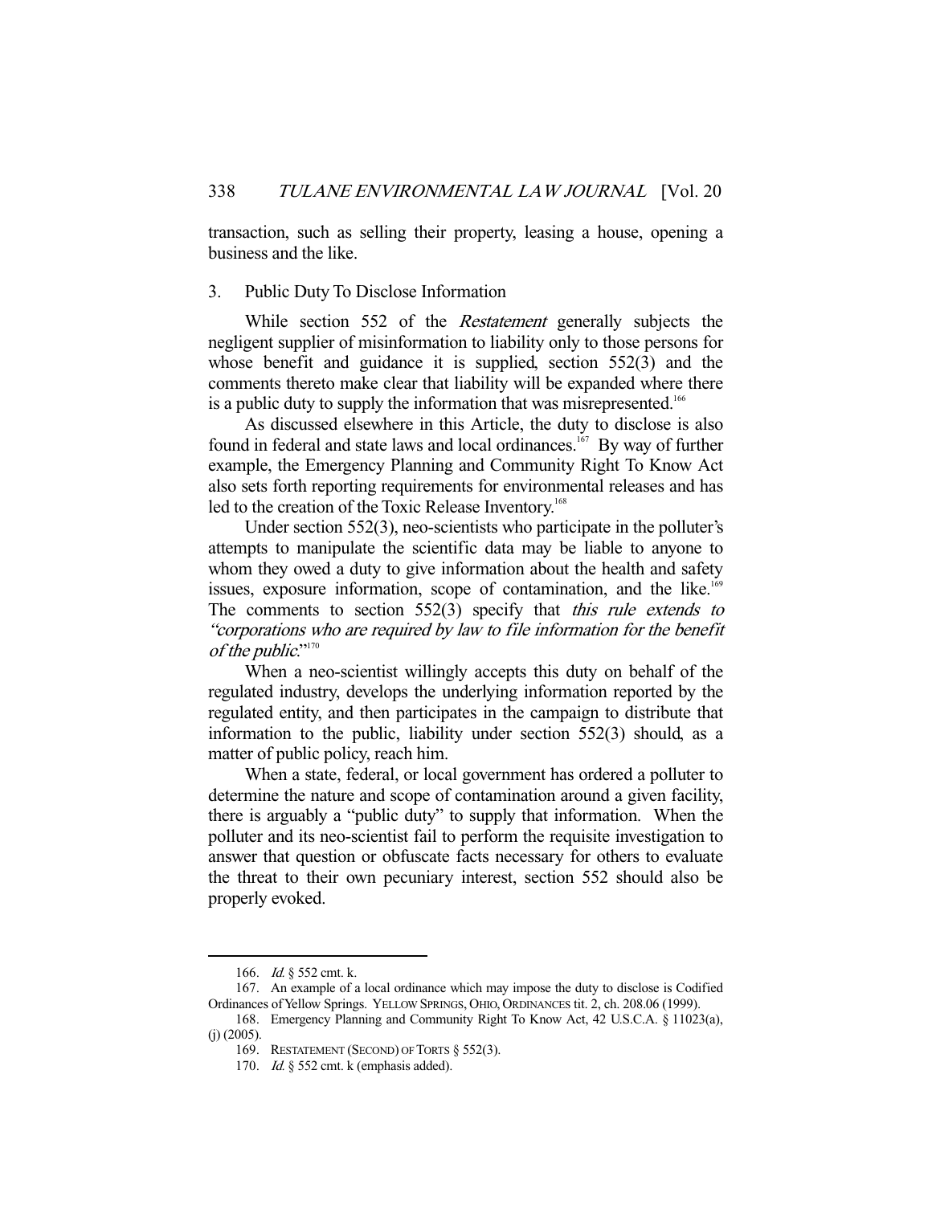transaction, such as selling their property, leasing a house, opening a business and the like.

### 3. Public Duty To Disclose Information

While section 552 of the *Restatement* generally subjects the negligent supplier of misinformation to liability only to those persons for whose benefit and guidance it is supplied, section 552(3) and the comments thereto make clear that liability will be expanded where there is a public duty to supply the information that was misrepresented.[166]

As discussed elsewhere in this Article, the duty to disclose is also found in federal and state laws and local ordinances.[167] By way of further example, the Emergency Planning and Community Right To Know Act also sets forth reporting requirements for environmental releases and has led to the creation of the Toxic Release Inventory.[168]

Under section 552(3), neo-scientists who participate in the polluter's attempts to manipulate the scientific data may be liable to anyone to whom they owed a duty to give information about the health and safety issues, exposure information, scope of contamination, and the like.[169] The comments to section 552(3) specify that *this rule extends to "corporations who are required by law to file information for the benefit of the public.*"[170]

When a neo-scientist willingly accepts this duty on behalf of the regulated industry, develops the underlying information reported by the regulated entity, and then participates in the campaign to distribute that information to the public, liability under section 552(3) should, as a matter of public policy, reach him.

When a state, federal, or local government has ordered a polluter to determine the nature and scope of contamination around a given facility, there is arguably a "public duty" to supply that information. When the polluter and its neo-scientist fail to perform the requisite investigation to answer that question or obfuscate facts necessary for others to evaluate the threat to their own pecuniary interest, section 552 should also be properly evoked.

---

166. *Id.* § 552 cmt. k.

167. An example of a local ordinance which may impose the duty to disclose is Codified Ordinances of Yellow Springs. YELLOW SPRINGS, OHIO, ORDINANCES tit. 2, ch. 208.06 (1999).

168. Emergency Planning and Community Right To Know Act, 42 U.S.C.A. § 11023(a), (j) (2005).

169. RESTATEMENT (SECOND) OF TORTS § 552(3).

170. *Id.* § 552 cmt. k (emphasis added).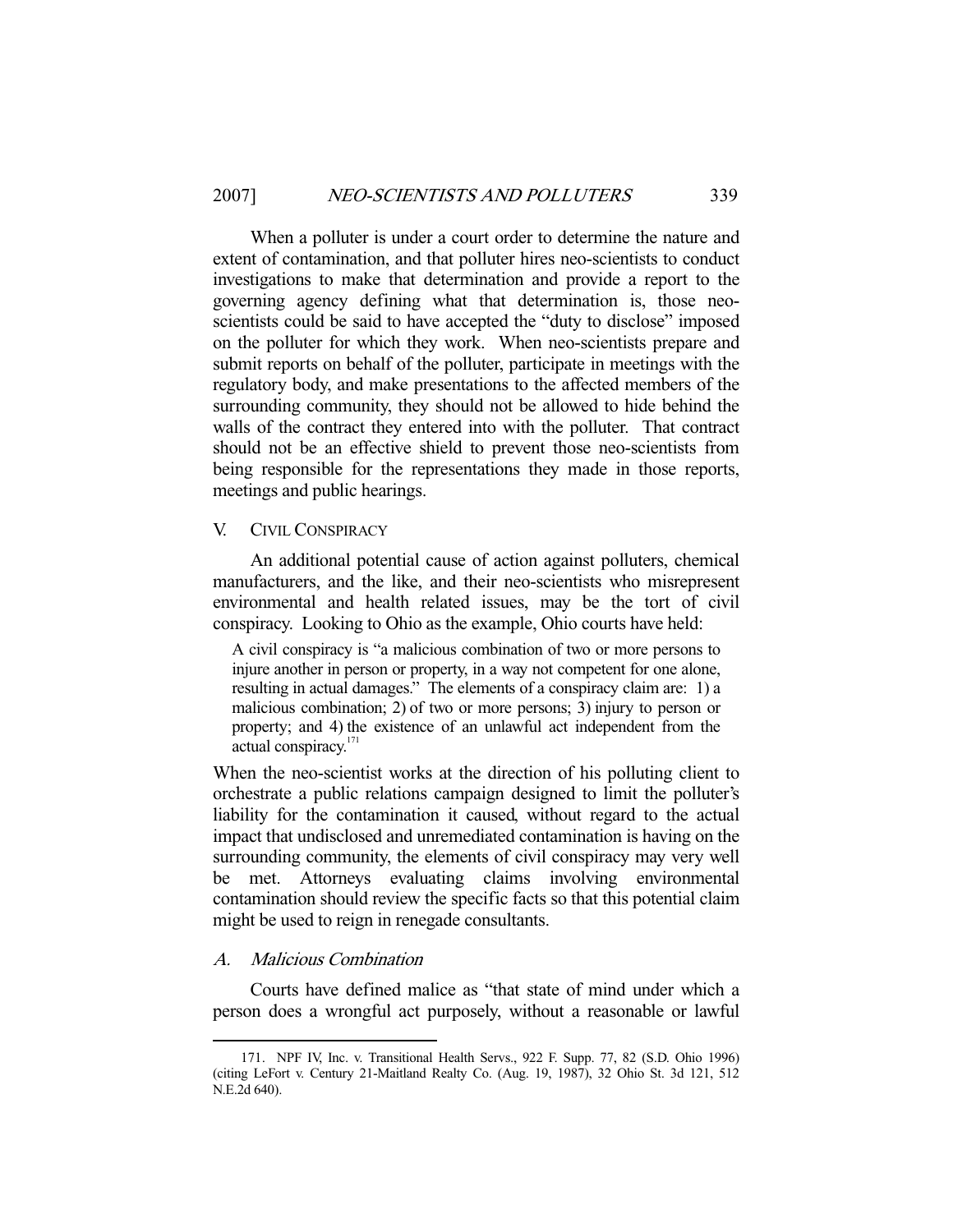When a polluter is under a court order to determine the nature and extent of contamination, and that polluter hires neo-scientists to conduct investigations to make that determination and provide a report to the governing agency defining what that determination is, those neo-scientists could be said to have accepted the "duty to disclose" imposed on the polluter for which they work. When neo-scientists prepare and submit reports on behalf of the polluter, participate in meetings with the regulatory body, and make presentations to the affected members of the surrounding community, they should not be allowed to hide behind the walls of the contract they entered into with the polluter. That contract should not be an effective shield to prevent those neo-scientists from being responsible for the representations they made in those reports, meetings and public hearings.

## V. CIVIL CONSPIRACY

An additional potential cause of action against polluters, chemical manufacturers, and the like, and their neo-scientists who misrepresent environmental and health related issues, may be the tort of civil conspiracy. Looking to Ohio as the example, Ohio courts have held:

> A civil conspiracy is "a malicious combination of two or more persons to injure another in person or property, in a way not competent for one alone, resulting in actual damages." The elements of a conspiracy claim are: 1) a malicious combination; 2) of two or more persons; 3) injury to person or property; and 4) the existence of an unlawful act independent from the actual conspiracy.[171]

When the neo-scientist works at the direction of his polluting client to orchestrate a public relations campaign designed to limit the polluter's liability for the contamination it caused, without regard to the actual impact that undisclosed and unremediated contamination is having on the surrounding community, the elements of civil conspiracy may very well be met. Attorneys evaluating claims involving environmental contamination should review the specific facts so that this potential claim might be used to reign in renegade consultants.

### A. *Malicious Combination*

Courts have defined malice as "that state of mind under which a person does a wrongful act purposely, without a reasonable or lawful

---

171. NPF IV, Inc. v. Transitional Health Servs., 922 F. Supp. 77, 82 (S.D. Ohio 1996) (citing LeFort v. Century 21-Maitland Realty Co. (Aug. 19, 1987), 32 Ohio St. 3d 121, 512 N.E.2d 640).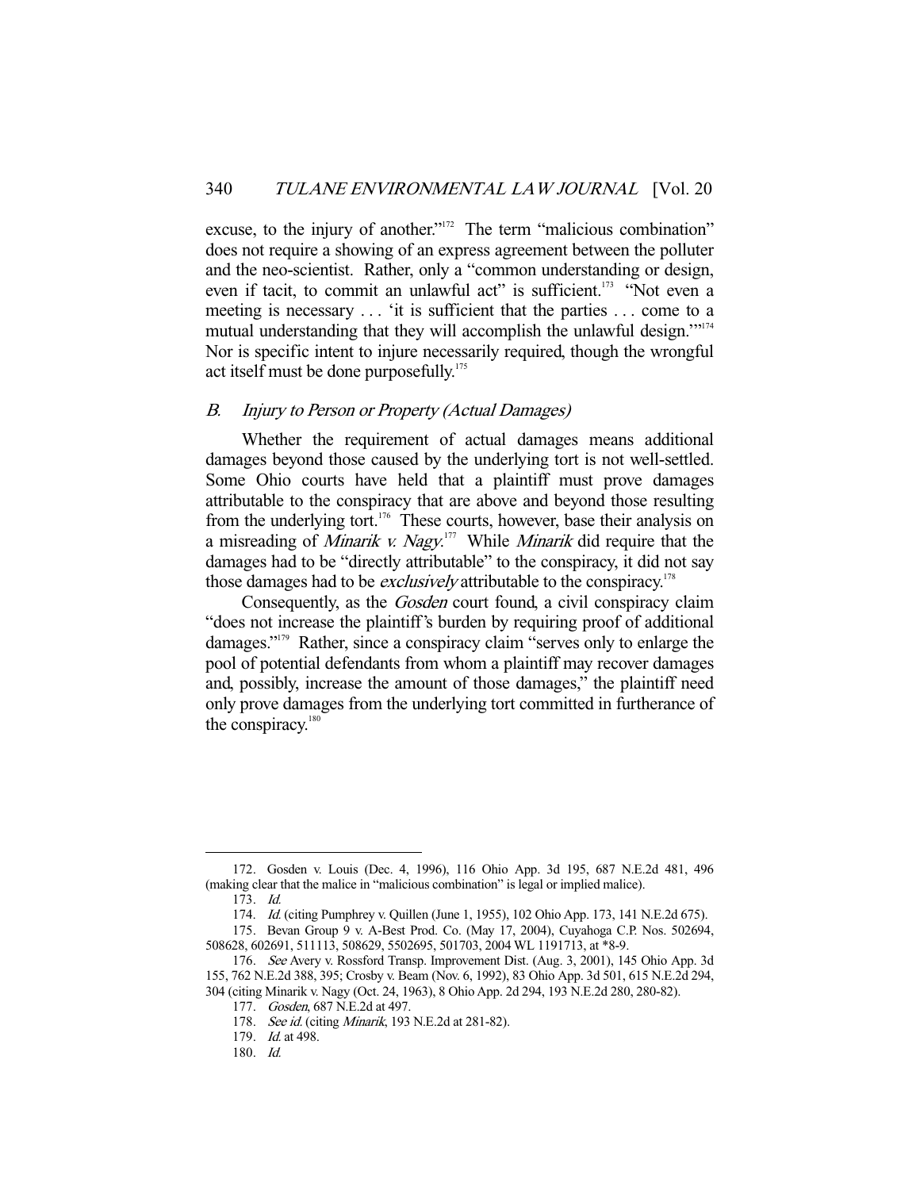excuse, to the injury of another."[172] The term "malicious combination" does not require a showing of an express agreement between the polluter and the neo-scientist. Rather, only a "common understanding or design, even if tacit, to commit an unlawful act" is sufficient.[173] "Not even a meeting is necessary . . . 'it is sufficient that the parties . . . come to a mutual understanding that they will accomplish the unlawful design.'"[174] Nor is specific intent to injure necessarily required, though the wrongful act itself must be done purposefully.[175]

### *B. Injury to Person or Property (Actual Damages)*

Whether the requirement of actual damages means additional damages beyond those caused by the underlying tort is not well-settled. Some Ohio courts have held that a plaintiff must prove damages attributable to the conspiracy that are above and beyond those resulting from the underlying tort.[176] These courts, however, base their analysis on a misreading of *Minarik v. Nagy*.[177] While *Minarik* did require that the damages had to be "directly attributable" to the conspiracy, it did not say those damages had to be *exclusively* attributable to the conspiracy.[178]

Consequently, as the *Gosden* court found, a civil conspiracy claim "does not increase the plaintiff's burden by requiring proof of additional damages."[179] Rather, since a conspiracy claim "serves only to enlarge the pool of potential defendants from whom a plaintiff may recover damages and, possibly, increase the amount of those damages," the plaintiff need only prove damages from the underlying tort committed in furtherance of the conspiracy.[180]

---

172. Gosden v. Louis (Dec. 4, 1996), 116 Ohio App. 3d 195, 687 N.E.2d 481, 496 (making clear that the malice in "malicious combination" is legal or implied malice).

173. *Id.*

174. *Id.* (citing Pumphrey v. Quillen (June 1, 1955), 102 Ohio App. 173, 141 N.E.2d 675).

175. Bevan Group 9 v. A-Best Prod. Co. (May 17, 2004), Cuyahoga C.P. Nos. 502694, 508628, 602691, 511113, 508629, 5502695, 501703, 2004 WL 1191713, at *8-9.

176. *See* Avery v. Rossford Transp. Improvement Dist. (Aug. 3, 2001), 145 Ohio App. 3d 155, 762 N.E.2d 388, 395; Crosby v. Beam (Nov. 6, 1992), 83 Ohio App. 3d 501, 615 N.E.2d 294, 304 (citing Minarik v. Nagy (Oct. 24, 1963), 8 Ohio App. 2d 294, 193 N.E.2d 280, 280-82).

177. *Gosden*, 687 N.E.2d at 497.

178. *See id.* (citing *Minarik*, 193 N.E.2d at 281-82).

179. *Id.* at 498.

180. *Id.*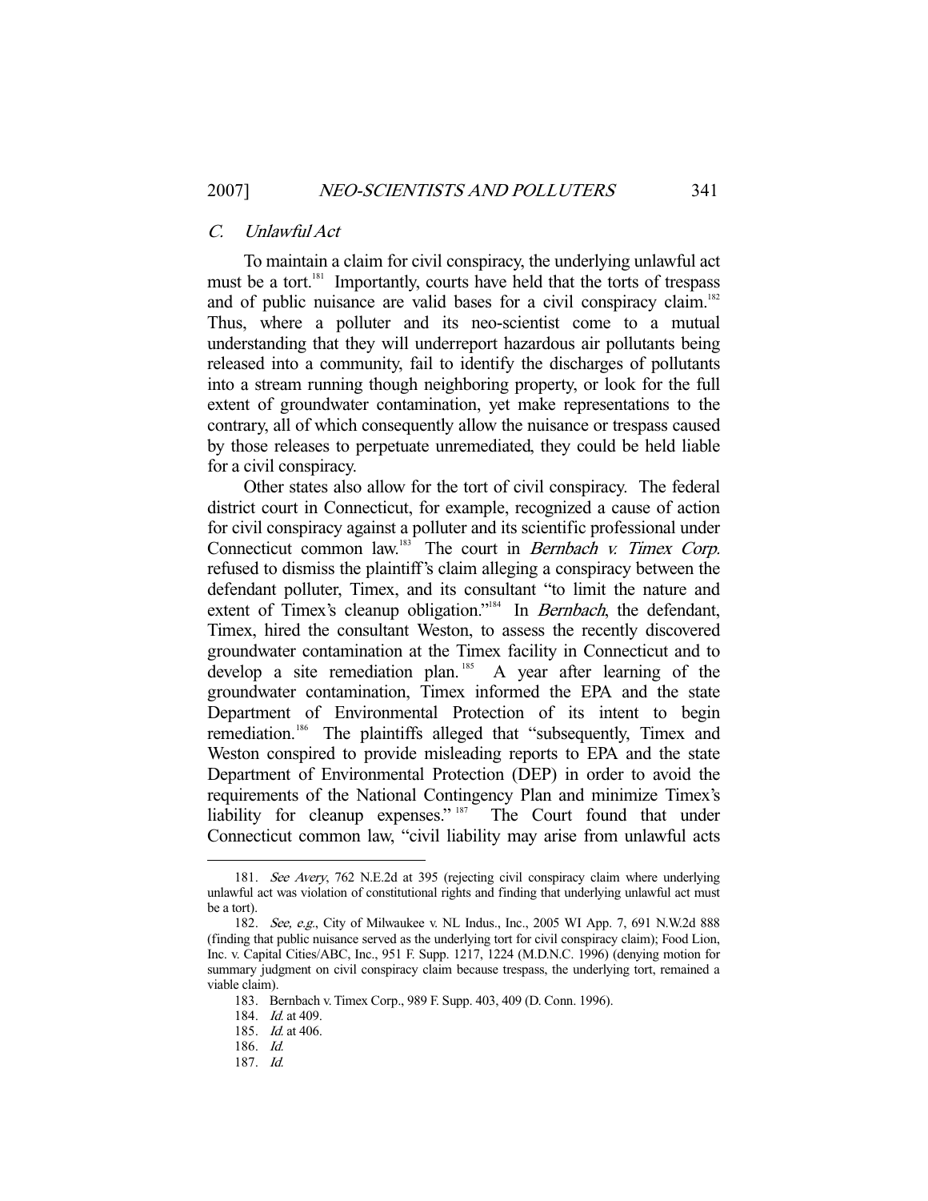### *C. Unlawful Act*

To maintain a claim for civil conspiracy, the underlying unlawful act must be a tort.[181] Importantly, courts have held that the torts of trespass and of public nuisance are valid bases for a civil conspiracy claim.[182] Thus, where a polluter and its neo-scientist come to a mutual understanding that they will underreport hazardous air pollutants being released into a community, fail to identify the discharges of pollutants into a stream running though neighboring property, or look for the full extent of groundwater contamination, yet make representations to the contrary, all of which consequently allow the nuisance or trespass caused by those releases to perpetuate unremediated, they could be held liable for a civil conspiracy.

Other states also allow for the tort of civil conspiracy. The federal district court in Connecticut, for example, recognized a cause of action for civil conspiracy against a polluter and its scientific professional under Connecticut common law.[183] The court in *Bernbach v. Timex Corp.* refused to dismiss the plaintiff's claim alleging a conspiracy between the defendant polluter, Timex, and its consultant "to limit the nature and extent of Timex's cleanup obligation."[184] In *Bernbach*, the defendant, Timex, hired the consultant Weston, to assess the recently discovered groundwater contamination at the Timex facility in Connecticut and to develop a site remediation plan.[185] A year after learning of the groundwater contamination, Timex informed the EPA and the state Department of Environmental Protection of its intent to begin remediation.[186] The plaintiffs alleged that "subsequently, Timex and Weston conspired to provide misleading reports to EPA and the state Department of Environmental Protection (DEP) in order to avoid the requirements of the National Contingency Plan and minimize Timex's liability for cleanup expenses."[187] The Court found that under Connecticut common law, "civil liability may arise from unlawful acts

---

181. *See Avery*, 762 N.E.2d at 395 (rejecting civil conspiracy claim where underlying unlawful act was violation of constitutional rights and finding that underlying unlawful act must be a tort).

182. *See, e.g.*, City of Milwaukee v. NL Indus., Inc., 2005 WI App. 7, 691 N.W.2d 888 (finding that public nuisance served as the underlying tort for civil conspiracy claim); Food Lion, Inc. v. Capital Cities/ABC, Inc., 951 F. Supp. 1217, 1224 (M.D.N.C. 1996) (denying motion for summary judgment on civil conspiracy claim because trespass, the underlying tort, remained a viable claim).

183. Bernbach v. Timex Corp., 989 F. Supp. 403, 409 (D. Conn. 1996).

184. *Id.* at 409.

185. *Id.* at 406.

186. *Id.*

187. *Id.*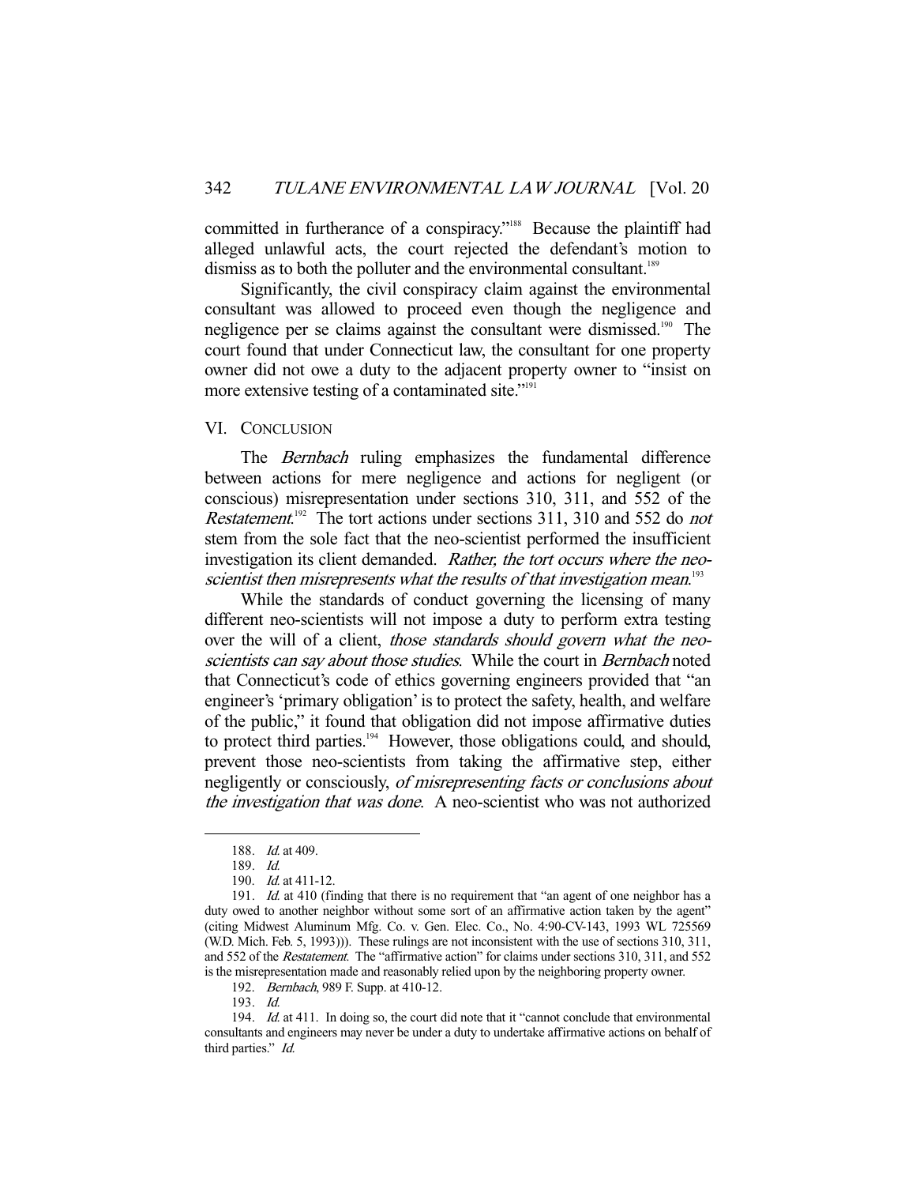committed in furtherance of a conspiracy."[188] Because the plaintiff had alleged unlawful acts, the court rejected the defendant's motion to dismiss as to both the polluter and the environmental consultant.[189]

Significantly, the civil conspiracy claim against the environmental consultant was allowed to proceed even though the negligence and negligence per se claims against the consultant were dismissed.[190] The court found that under Connecticut law, the consultant for one property owner did not owe a duty to the adjacent property owner to "insist on more extensive testing of a contaminated site."[191]

## VI. CONCLUSION

The *Bernbach* ruling emphasizes the fundamental difference between actions for mere negligence and actions for negligent (or conscious) misrepresentation under sections 310, 311, and 552 of the *Restatement*.[192] The tort actions under sections 311, 310 and 552 do *not* stem from the sole fact that the neo-scientist performed the insufficient investigation its client demanded. *Rather, the tort occurs where the neo-scientist then misrepresents what the results of that investigation mean.*[193]

While the standards of conduct governing the licensing of many different neo-scientists will not impose a duty to perform extra testing over the will of a client, *those standards should govern what the neo-scientists can say about those studies.* While the court in *Bernbach* noted that Connecticut's code of ethics governing engineers provided that "an engineer's 'primary obligation' is to protect the safety, health, and welfare of the public," it found that obligation did not impose affirmative duties to protect third parties.[194] However, those obligations could, and should, prevent those neo-scientists from taking the affirmative step, either negligently or consciously, *of misrepresenting facts or conclusions about the investigation that was done.* A neo-scientist who was not authorized

---

188. *Id.* at 409.

189. *Id.*

190. *Id.* at 411-12.

191. *Id.* at 410 (finding that there is no requirement that "an agent of one neighbor has a duty owed to another neighbor without some sort of an affirmative action taken by the agent" (citing Midwest Aluminum Mfg. Co. v. Gen. Elec. Co., No. 4:90-CV-143, 1993 WL 725569 (W.D. Mich. Feb. 5, 1993))). These rulings are not inconsistent with the use of sections 310, 311, and 552 of the *Restatement*. The "affirmative action" for claims under sections 310, 311, and 552 is the misrepresentation made and reasonably relied upon by the neighboring property owner.

192. *Bernbach*, 989 F. Supp. at 410-12.

193. *Id.*

194. *Id.* at 411. In doing so, the court did note that it "cannot conclude that environmental consultants and engineers may never be under a duty to undertake affirmative actions on behalf of third parties." *Id.*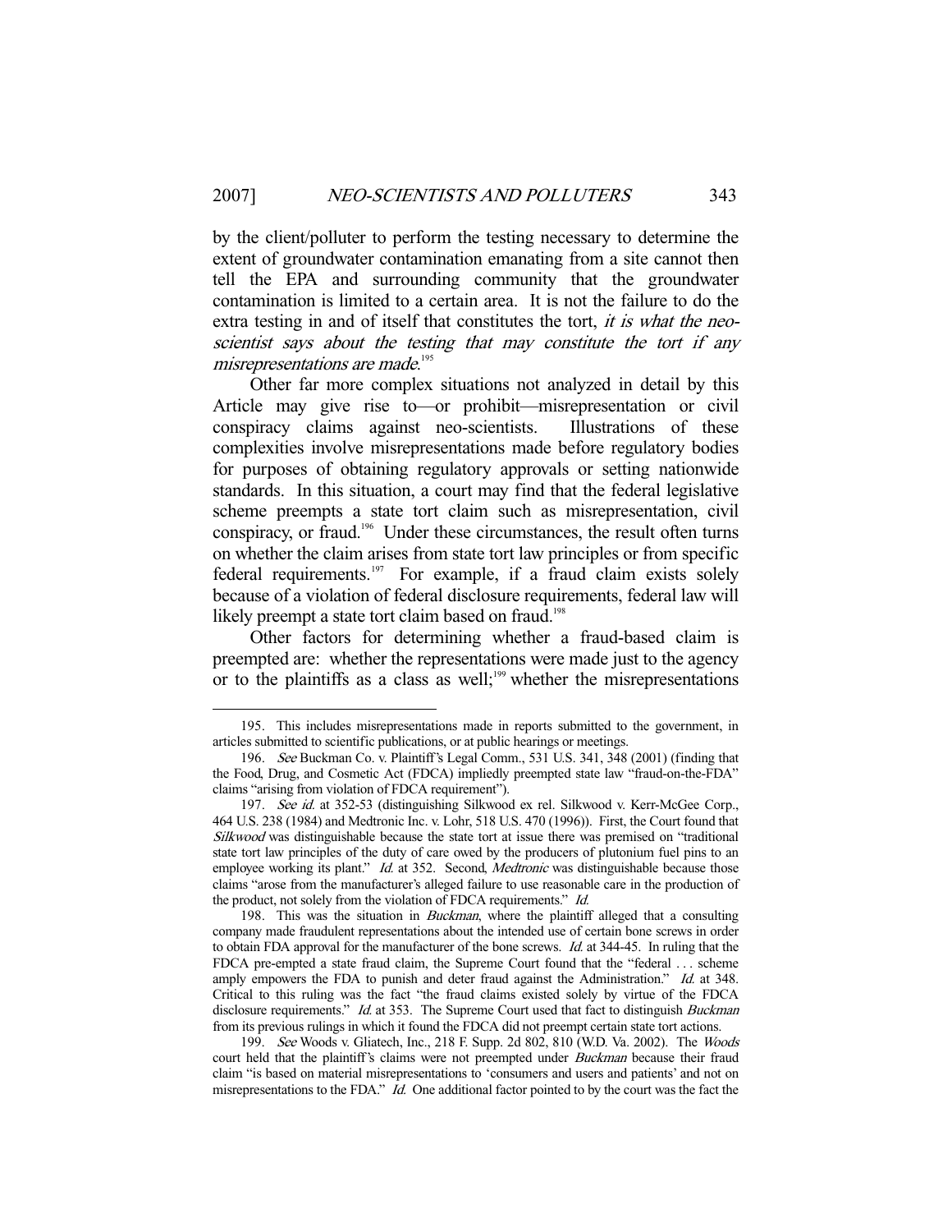by the client/polluter to perform the testing necessary to determine the extent of groundwater contamination emanating from a site cannot then tell the EPA and surrounding community that the groundwater contamination is limited to a certain area. It is not the failure to do the extra testing in and of itself that constitutes the tort, *it is what the neo-scientist says about the testing that may constitute the tort if any misrepresentations are made*.[195]

Other far more complex situations not analyzed in detail by this Article may give rise to—or prohibit—misrepresentation or civil conspiracy claims against neo-scientists. Illustrations of these complexities involve misrepresentations made before regulatory bodies for purposes of obtaining regulatory approvals or setting nationwide standards. In this situation, a court may find that the federal legislative scheme preempts a state tort claim such as misrepresentation, civil conspiracy, or fraud.[196] Under these circumstances, the result often turns on whether the claim arises from state tort law principles or from specific federal requirements.[197] For example, if a fraud claim exists solely because of a violation of federal disclosure requirements, federal law will likely preempt a state tort claim based on fraud.[198]

Other factors for determining whether a fraud-based claim is preempted are: whether the representations were made just to the agency or to the plaintiffs as a class as well;[199] whether the misrepresentations

---

195. This includes misrepresentations made in reports submitted to the government, in articles submitted to scientific publications, or at public hearings or meetings.

196. *See* Buckman Co. v. Plaintiff's Legal Comm., 531 U.S. 341, 348 (2001) (finding that the Food, Drug, and Cosmetic Act (FDCA) impliedly preempted state law "fraud-on-the-FDA" claims "arising from violation of FDCA requirement").

197. *See id.* at 352-53 (distinguishing Silkwood ex rel. Silkwood v. Kerr-McGee Corp., 464 U.S. 238 (1984) and Medtronic Inc. v. Lohr, 518 U.S. 470 (1996)). First, the Court found that *Silkwood* was distinguishable because the state tort at issue there was premised on "traditional state tort law principles of the duty of care owed by the producers of plutonium fuel pins to an employee working its plant." *Id.* at 352. Second, *Medtronic* was distinguishable because those claims "arose from the manufacturer's alleged failure to use reasonable care in the production of the product, not solely from the violation of FDCA requirements." *Id.*

198. This was the situation in *Buckman*, where the plaintiff alleged that a consulting company made fraudulent representations about the intended use of certain bone screws in order to obtain FDA approval for the manufacturer of the bone screws. *Id.* at 344-45. In ruling that the FDCA pre-empted a state fraud claim, the Supreme Court found that the "federal . . . scheme amply empowers the FDA to punish and deter fraud against the Administration." *Id.* at 348. Critical to this ruling was the fact "the fraud claims existed solely by virtue of the FDCA disclosure requirements." *Id.* at 353. The Supreme Court used that fact to distinguish *Buckman* from its previous rulings in which it found the FDCA did not preempt certain state tort actions.

199. *See* Woods v. Gliatech, Inc., 218 F. Supp. 2d 802, 810 (W.D. Va. 2002). The *Woods* court held that the plaintiff's claims were not preempted under *Buckman* because their fraud claim "is based on material misrepresentations to 'consumers and users and patients' and not on misrepresentations to the FDA." *Id.* One additional factor pointed to by the court was the fact the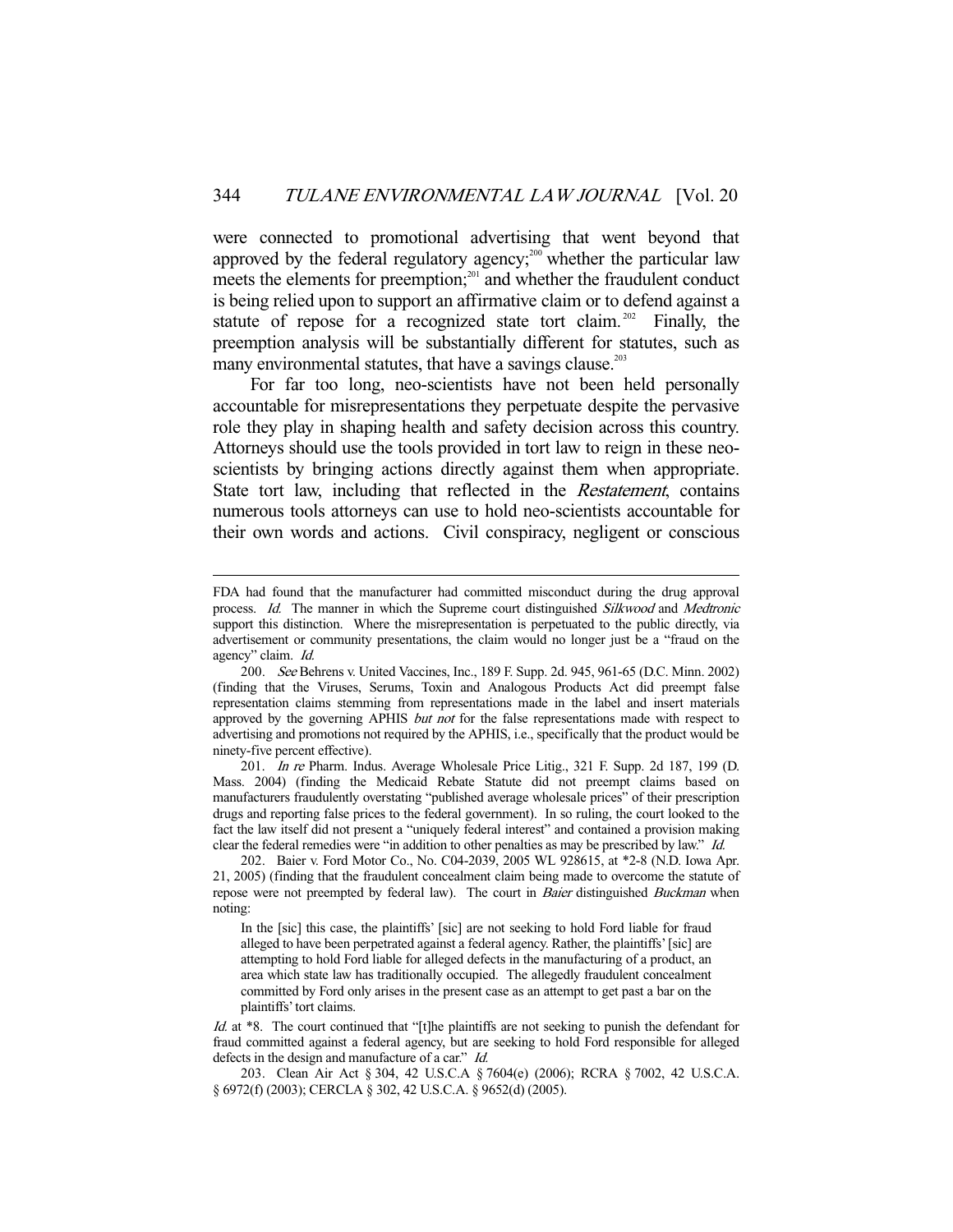were connected to promotional advertising that went beyond that approved by the federal regulatory agency;[200] whether the particular law meets the elements for preemption;[201] and whether the fraudulent conduct is being relied upon to support an affirmative claim or to defend against a statute of repose for a recognized state tort claim.[202] Finally, the preemption analysis will be substantially different for statutes, such as many environmental statutes, that have a savings clause.[203]

For far too long, neo-scientists have not been held personally accountable for misrepresentations they perpetuate despite the pervasive role they play in shaping health and safety decision across this country. Attorneys should use the tools provided in tort law to reign in these neo-scientists by bringing actions directly against them when appropriate. State tort law, including that reflected in the *Restatement*, contains numerous tools attorneys can use to hold neo-scientists accountable for their own words and actions. Civil conspiracy, negligent or conscious

---

FDA had found that the manufacturer had committed misconduct during the drug approval process. *Id.* The manner in which the Supreme court distinguished *Silkwood* and *Medtronic* support this distinction. Where the misrepresentation is perpetuated to the public directly, via advertisement or community presentations, the claim would no longer just be a "fraud on the agency" claim. *Id.*

200. *See* Behrens v. United Vaccines, Inc., 189 F. Supp. 2d. 945, 961-65 (D.C. Minn. 2002) (finding that the Viruses, Serums, Toxin and Analogous Products Act did preempt false representation claims stemming from representations made in the label and insert materials approved by the governing APHIS *but not* for the false representations made with respect to advertising and promotions not required by the APHIS, i.e., specifically that the product would be ninety-five percent effective).

201. *In re* Pharm. Indus. Average Wholesale Price Litig., 321 F. Supp. 2d 187, 199 (D. Mass. 2004) (finding the Medicaid Rebate Statute did not preempt claims based on manufacturers fraudulently overstating "published average wholesale prices" of their prescription drugs and reporting false prices to the federal government). In so ruling, the court looked to the fact the law itself did not present a "uniquely federal interest" and contained a provision making clear the federal remedies were "in addition to other penalties as may be prescribed by law." *Id.*

202. Baier v. Ford Motor Co., No. C04-2039, 2005 WL 928615, at *2-8 (N.D. Iowa Apr. 21, 2005) (finding that the fraudulent concealment claim being made to overcome the statute of repose were not preempted by federal law). The court in *Baier* distinguished *Buckman* when noting:

> In the [sic] this case, the plaintiffs' [sic] are not seeking to hold Ford liable for fraud alleged to have been perpetrated against a federal agency. Rather, the plaintiffs' [sic] are attempting to hold Ford liable for alleged defects in the manufacturing of a product, an area which state law has traditionally occupied. The allegedly fraudulent concealment committed by Ford only arises in the present case as an attempt to get past a bar on the plaintiffs' tort claims.

*Id.* at *8. The court continued that "[t]he plaintiffs are not seeking to punish the defendant for fraud committed against a federal agency, but are seeking to hold Ford responsible for alleged defects in the design and manufacture of a car." *Id.*

203. Clean Air Act § 304, 42 U.S.C.A. § 7604(e) (2006); RCRA § 7002, 42 U.S.C.A. § 6972(f) (2003); CERCLA § 302, 42 U.S.C.A. § 9652(d) (2005).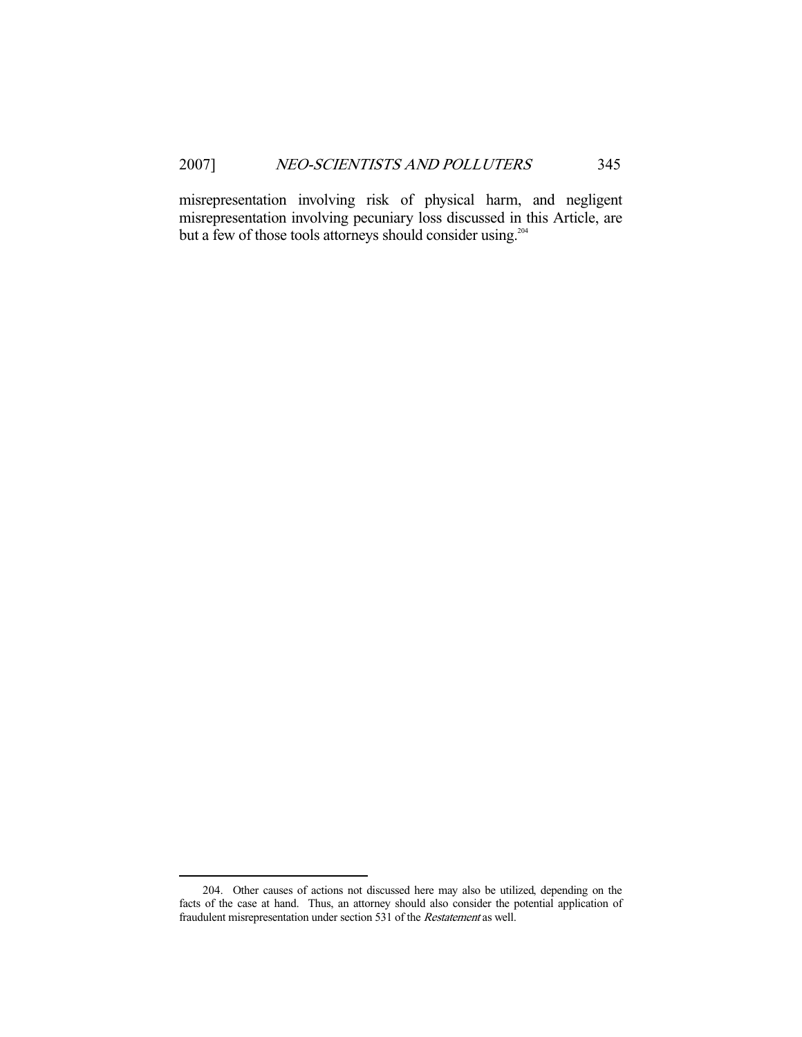misrepresentation involving risk of physical harm, and negligent misrepresentation involving pecuniary loss discussed in this Article, are but a few of those tools attorneys should consider using.[204]

---

204. Other causes of actions not discussed here may also be utilized, depending on the facts of the case at hand. Thus, an attorney should also consider the potential application of fraudulent misrepresentation under section 531 of the *Restatement* as well.